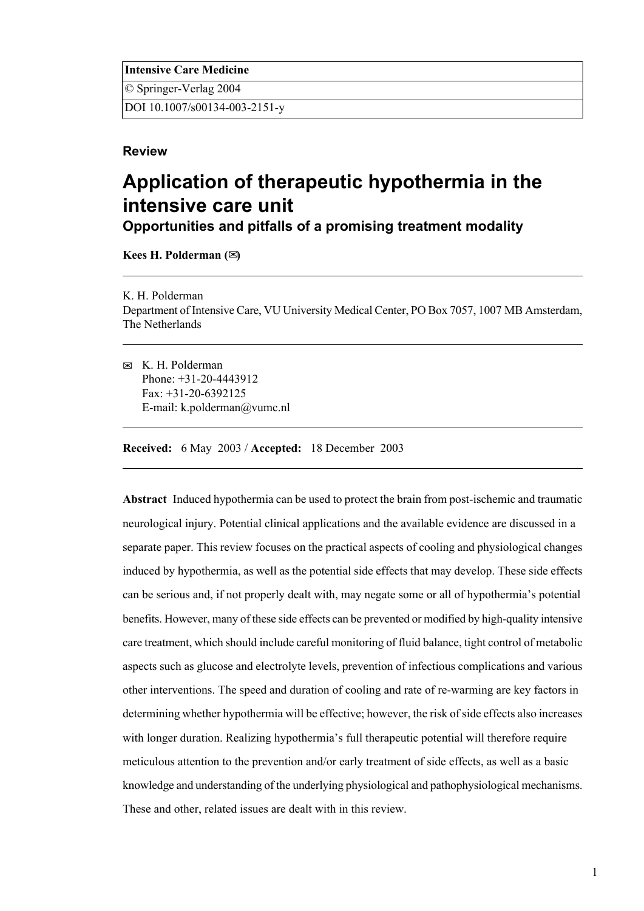**Intensive Care Medicine**

© Springer-Verlag 2004

DOI 10.1007/s00134-003-2151-y

**Review**

# Application of therapeutic hypothermia in the intensive care unit

## Opportunities and pitfalls of a promising treatment modality

**Kees H. Polderman (✉)**

---

K. H. Polderman
Department of Intensive Care, VU University Medical Center, PO Box 7057, 1007 MB Amsterdam, The Netherlands

---

✉ K. H. Polderman
Phone: +31-20-4443912
Fax: +31-20-6392125
E-mail: k.polderman@vumc.nl

---

**Received:** 6 May 2003 / **Accepted:** 18 December 2003

---

**Abstract** Induced hypothermia can be used to protect the brain from post-ischemic and traumatic neurological injury. Potential clinical applications and the available evidence are discussed in a separate paper. This review focuses on the practical aspects of cooling and physiological changes induced by hypothermia, as well as the potential side effects that may develop. These side effects can be serious and, if not properly dealt with, may negate some or all of hypothermia's potential benefits. However, many of these side effects can be prevented or modified by high-quality intensive care treatment, which should include careful monitoring of fluid balance, tight control of metabolic aspects such as glucose and electrolyte levels, prevention of infectious complications and various other interventions. The speed and duration of cooling and rate of re-warming are key factors in determining whether hypothermia will be effective; however, the risk of side effects also increases with longer duration. Realizing hypothermia's full therapeutic potential will therefore require meticulous attention to the prevention and/or early treatment of side effects, as well as a basic knowledge and understanding of the underlying physiological and pathophysiological mechanisms. These and other, related issues are dealt with in this review.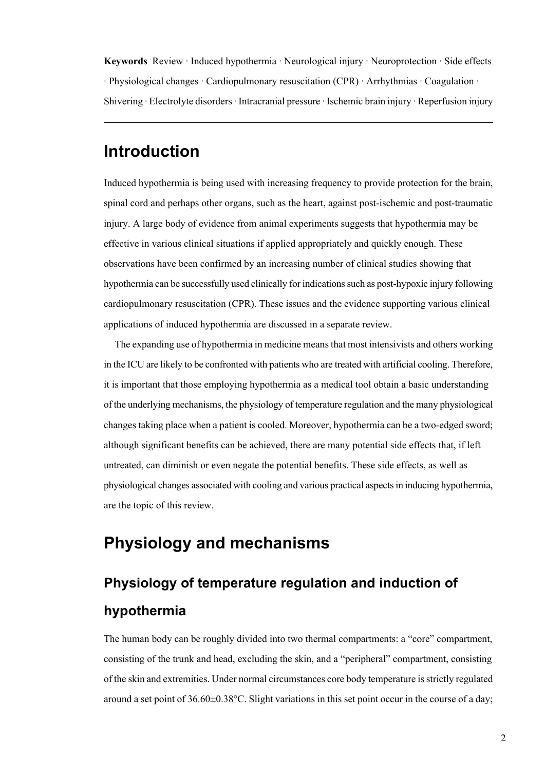**Keywords** Review · Induced hypothermia · Neurological injury · Neuroprotection · Side effects · Physiological changes · Cardiopulmonary resuscitation (CPR) · Arrhythmias · Coagulation · Shivering · Electrolyte disorders · Intracranial pressure · Ischemic brain injury · Reperfusion injury

---

# Introduction

Induced hypothermia is being used with increasing frequency to provide protection for the brain, spinal cord and perhaps other organs, such as the heart, against post-ischemic and post-traumatic injury. A large body of evidence from animal experiments suggests that hypothermia may be effective in various clinical situations if applied appropriately and quickly enough. These observations have been confirmed by an increasing number of clinical studies showing that hypothermia can be successfully used clinically for indications such as post-hypoxic injury following cardiopulmonary resuscitation (CPR). These issues and the evidence supporting various clinical applications of induced hypothermia are discussed in a separate review.

The expanding use of hypothermia in medicine means that most intensivists and others working in the ICU are likely to be confronted with patients who are treated with artificial cooling. Therefore, it is important that those employing hypothermia as a medical tool obtain a basic understanding of the underlying mechanisms, the physiology of temperature regulation and the many physiological changes taking place when a patient is cooled. Moreover, hypothermia can be a two-edged sword; although significant benefits can be achieved, there are many potential side effects that, if left untreated, can diminish or even negate the potential benefits. These side effects, as well as physiological changes associated with cooling and various practical aspects in inducing hypothermia, are the topic of this review.

# Physiology and mechanisms

## Physiology of temperature regulation and induction of hypothermia

The human body can be roughly divided into two thermal compartments: a "core" compartment, consisting of the trunk and head, excluding the skin, and a "peripheral" compartment, consisting of the skin and extremities. Under normal circumstances core body temperature is strictly regulated around a set point of 36.60±0.38°C. Slight variations in this set point occur in the course of a day;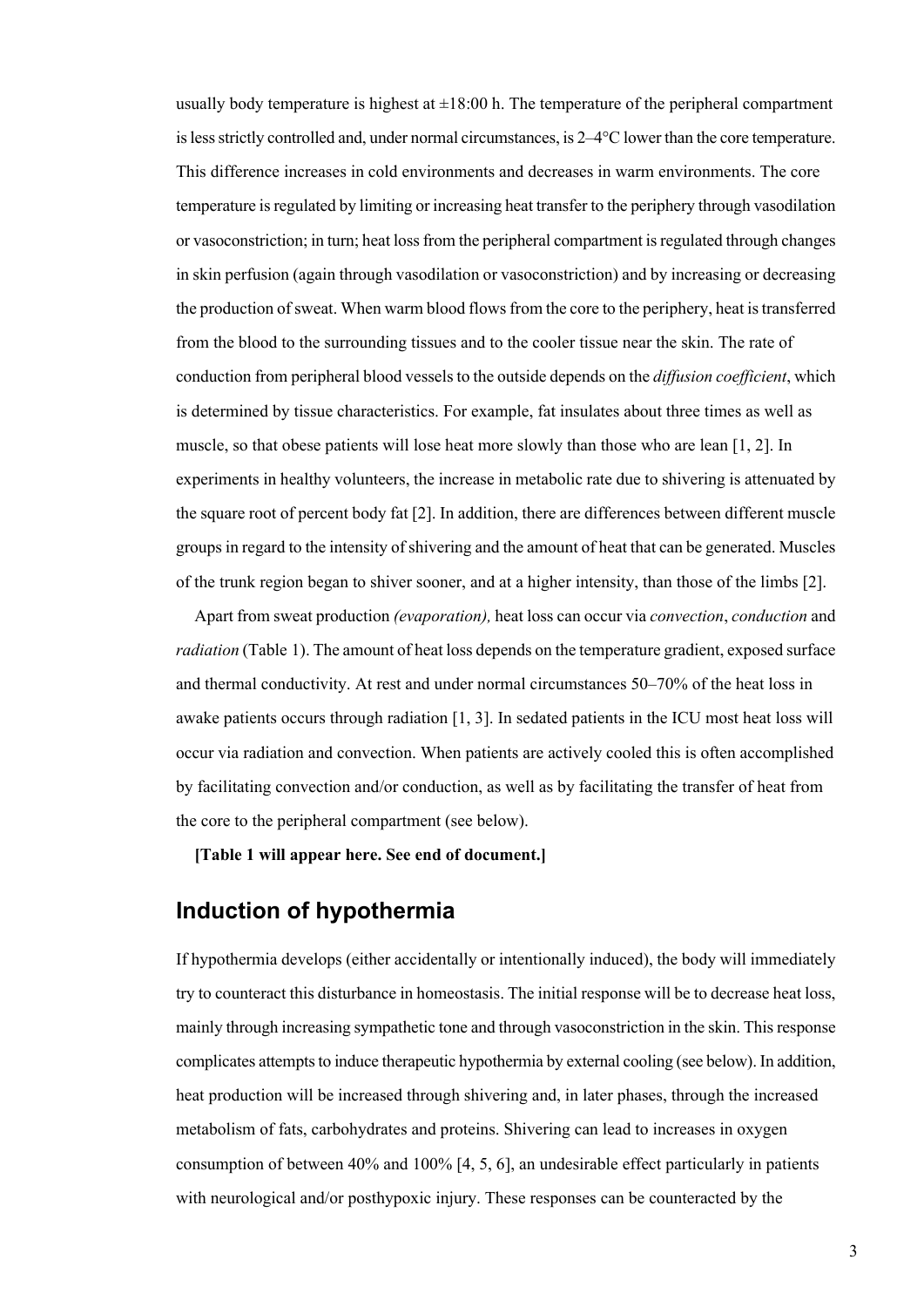usually body temperature is highest at ±18:00 h. The temperature of the peripheral compartment is less strictly controlled and, under normal circumstances, is 2–4°C lower than the core temperature. This difference increases in cold environments and decreases in warm environments. The core temperature is regulated by limiting or increasing heat transfer to the periphery through vasodilation or vasoconstriction; in turn; heat loss from the peripheral compartment is regulated through changes in skin perfusion (again through vasodilation or vasoconstriction) and by increasing or decreasing the production of sweat. When warm blood flows from the core to the periphery, heat is transferred from the blood to the surrounding tissues and to the cooler tissue near the skin. The rate of conduction from peripheral blood vessels to the outside depends on the *diffusion coefficient*, which is determined by tissue characteristics. For example, fat insulates about three times as well as muscle, so that obese patients will lose heat more slowly than those who are lean [1, 2]. In experiments in healthy volunteers, the increase in metabolic rate due to shivering is attenuated by the square root of percent body fat [2]. In addition, there are differences between different muscle groups in regard to the intensity of shivering and the amount of heat that can be generated. Muscles of the trunk region began to shiver sooner, and at a higher intensity, than those of the limbs [2].

Apart from sweat production *(evaporation),* heat loss can occur via *convection*, *conduction* and *radiation* (Table 1). The amount of heat loss depends on the temperature gradient, exposed surface and thermal conductivity. At rest and under normal circumstances 50–70% of the heat loss in awake patients occurs through radiation [1, 3]. In sedated patients in the ICU most heat loss will occur via radiation and convection. When patients are actively cooled this is often accomplished by facilitating convection and/or conduction, as well as by facilitating the transfer of heat from the core to the peripheral compartment (see below).

**[Table 1 will appear here. See end of document.]**

## Induction of hypothermia

If hypothermia develops (either accidentally or intentionally induced), the body will immediately try to counteract this disturbance in homeostasis. The initial response will be to decrease heat loss, mainly through increasing sympathetic tone and through vasoconstriction in the skin. This response complicates attempts to induce therapeutic hypothermia by external cooling (see below). In addition, heat production will be increased through shivering and, in later phases, through the increased metabolism of fats, carbohydrates and proteins. Shivering can lead to increases in oxygen consumption of between 40% and 100% [4, 5, 6], an undesirable effect particularly in patients with neurological and/or posthypoxic injury. These responses can be counteracted by the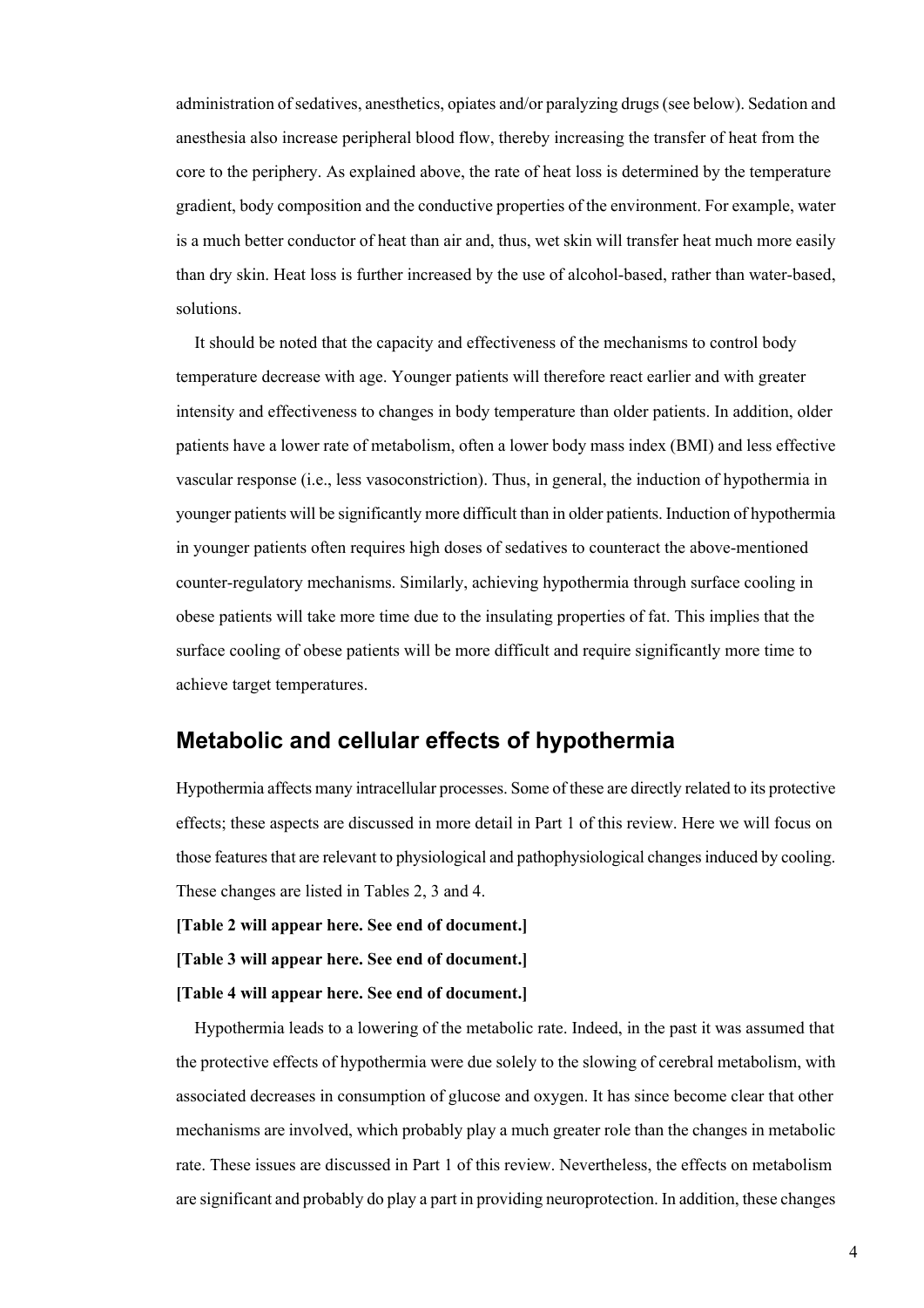administration of sedatives, anesthetics, opiates and/or paralyzing drugs (see below). Sedation and anesthesia also increase peripheral blood flow, thereby increasing the transfer of heat from the core to the periphery. As explained above, the rate of heat loss is determined by the temperature gradient, body composition and the conductive properties of the environment. For example, water is a much better conductor of heat than air and, thus, wet skin will transfer heat much more easily than dry skin. Heat loss is further increased by the use of alcohol-based, rather than water-based, solutions.

It should be noted that the capacity and effectiveness of the mechanisms to control body temperature decrease with age. Younger patients will therefore react earlier and with greater intensity and effectiveness to changes in body temperature than older patients. In addition, older patients have a lower rate of metabolism, often a lower body mass index (BMI) and less effective vascular response (i.e., less vasoconstriction). Thus, in general, the induction of hypothermia in younger patients will be significantly more difficult than in older patients. Induction of hypothermia in younger patients often requires high doses of sedatives to counteract the above-mentioned counter-regulatory mechanisms. Similarly, achieving hypothermia through surface cooling in obese patients will take more time due to the insulating properties of fat. This implies that the surface cooling of obese patients will be more difficult and require significantly more time to achieve target temperatures.

## Metabolic and cellular effects of hypothermia

Hypothermia affects many intracellular processes. Some of these are directly related to its protective effects; these aspects are discussed in more detail in Part 1 of this review. Here we will focus on those features that are relevant to physiological and pathophysiological changes induced by cooling. These changes are listed in Tables 2, 3 and 4.

**[Table 2 will appear here. See end of document.]**

**[Table 3 will appear here. See end of document.]**

**[Table 4 will appear here. See end of document.]**

Hypothermia leads to a lowering of the metabolic rate. Indeed, in the past it was assumed that the protective effects of hypothermia were due solely to the slowing of cerebral metabolism, with associated decreases in consumption of glucose and oxygen. It has since become clear that other mechanisms are involved, which probably play a much greater role than the changes in metabolic rate. These issues are discussed in Part 1 of this review. Nevertheless, the effects on metabolism are significant and probably do play a part in providing neuroprotection. In addition, these changes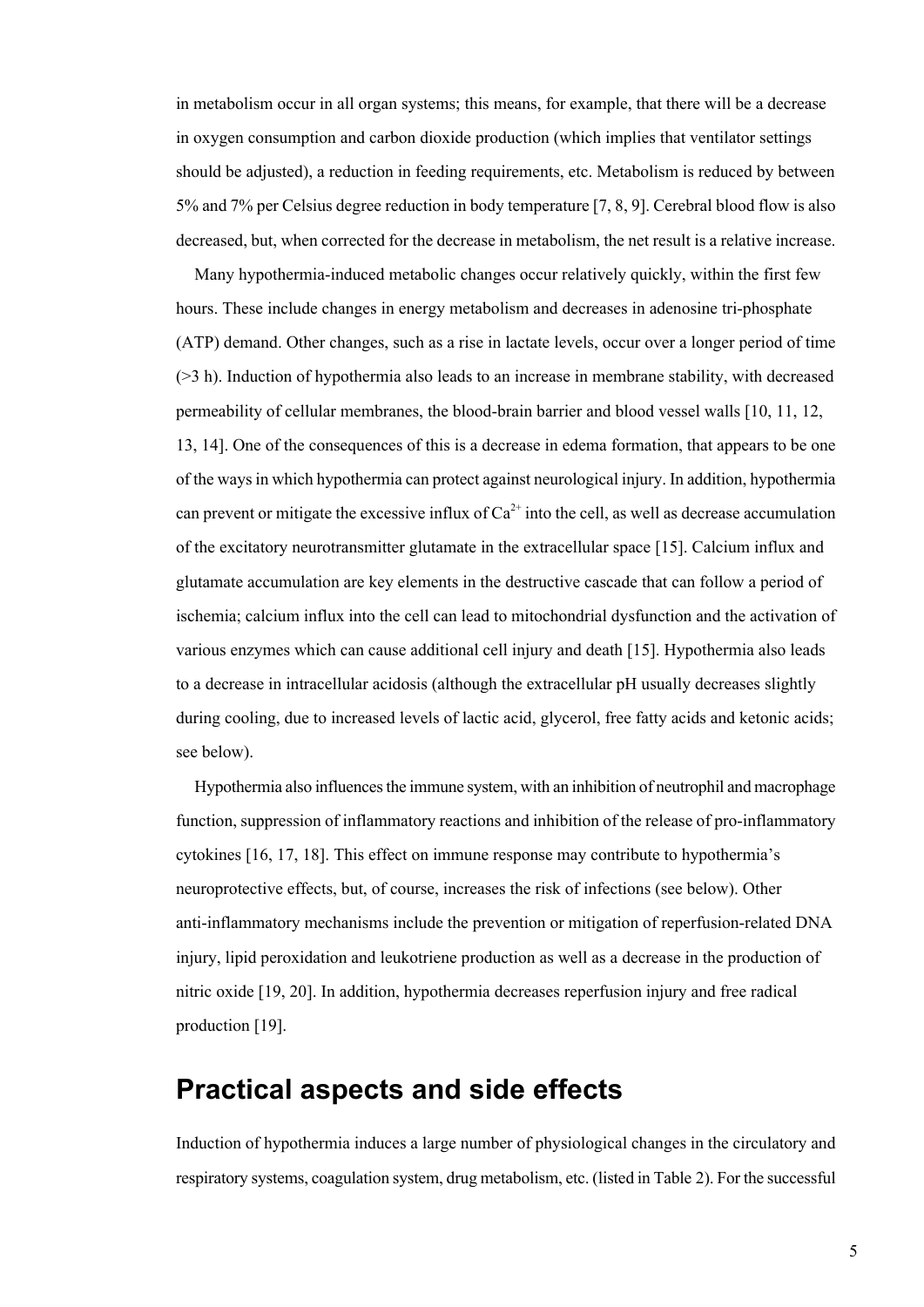in metabolism occur in all organ systems; this means, for example, that there will be a decrease in oxygen consumption and carbon dioxide production (which implies that ventilator settings should be adjusted), a reduction in feeding requirements, etc. Metabolism is reduced by between 5% and 7% per Celsius degree reduction in body temperature [7, 8, 9]. Cerebral blood flow is also decreased, but, when corrected for the decrease in metabolism, the net result is a relative increase.

Many hypothermia-induced metabolic changes occur relatively quickly, within the first few hours. These include changes in energy metabolism and decreases in adenosine tri-phosphate (ATP) demand. Other changes, such as a rise in lactate levels, occur over a longer period of time (>3 h). Induction of hypothermia also leads to an increase in membrane stability, with decreased permeability of cellular membranes, the blood-brain barrier and blood vessel walls [10, 11, 12, 13, 14]. One of the consequences of this is a decrease in edema formation, that appears to be one of the ways in which hypothermia can protect against neurological injury. In addition, hypothermia can prevent or mitigate the excessive influx of $Ca^{2+}$ into the cell, as well as decrease accumulation of the excitatory neurotransmitter glutamate in the extracellular space [15]. Calcium influx and glutamate accumulation are key elements in the destructive cascade that can follow a period of ischemia; calcium influx into the cell can lead to mitochondrial dysfunction and the activation of various enzymes which can cause additional cell injury and death [15]. Hypothermia also leads to a decrease in intracellular acidosis (although the extracellular pH usually decreases slightly during cooling, due to increased levels of lactic acid, glycerol, free fatty acids and ketonic acids; see below).

Hypothermia also influences the immune system, with an inhibition of neutrophil and macrophage function, suppression of inflammatory reactions and inhibition of the release of pro-inflammatory cytokines [16, 17, 18]. This effect on immune response may contribute to hypothermia's neuroprotective effects, but, of course, increases the risk of infections (see below). Other anti-inflammatory mechanisms include the prevention or mitigation of reperfusion-related DNA injury, lipid peroxidation and leukotriene production as well as a decrease in the production of nitric oxide [19, 20]. In addition, hypothermia decreases reperfusion injury and free radical production [19].

# Practical aspects and side effects

Induction of hypothermia induces a large number of physiological changes in the circulatory and respiratory systems, coagulation system, drug metabolism, etc. (listed in Table 2). For the successful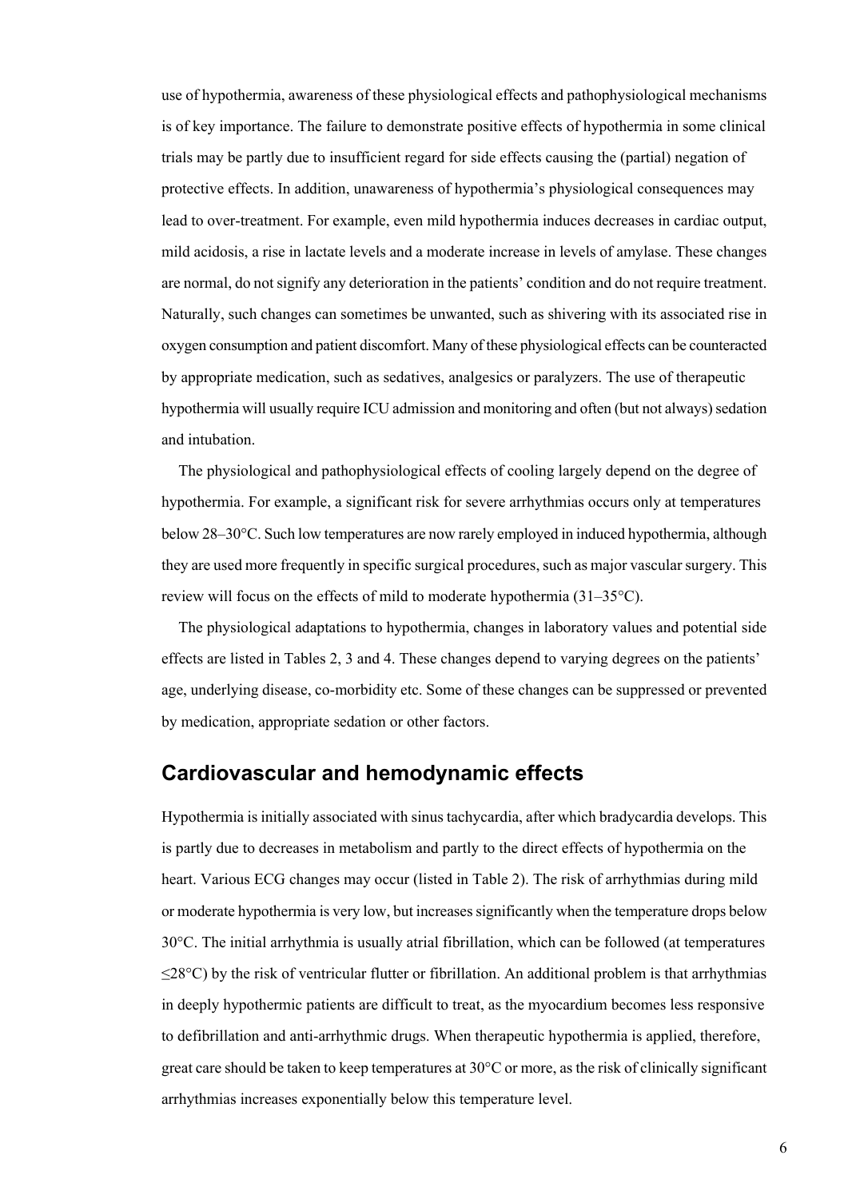use of hypothermia, awareness of these physiological effects and pathophysiological mechanisms is of key importance. The failure to demonstrate positive effects of hypothermia in some clinical trials may be partly due to insufficient regard for side effects causing the (partial) negation of protective effects. In addition, unawareness of hypothermia's physiological consequences may lead to over-treatment. For example, even mild hypothermia induces decreases in cardiac output, mild acidosis, a rise in lactate levels and a moderate increase in levels of amylase. These changes are normal, do not signify any deterioration in the patients' condition and do not require treatment. Naturally, such changes can sometimes be unwanted, such as shivering with its associated rise in oxygen consumption and patient discomfort. Many of these physiological effects can be counteracted by appropriate medication, such as sedatives, analgesics or paralyzers. The use of therapeutic hypothermia will usually require ICU admission and monitoring and often (but not always) sedation and intubation.

The physiological and pathophysiological effects of cooling largely depend on the degree of hypothermia. For example, a significant risk for severe arrhythmias occurs only at temperatures below 28–30°C. Such low temperatures are now rarely employed in induced hypothermia, although they are used more frequently in specific surgical procedures, such as major vascular surgery. This review will focus on the effects of mild to moderate hypothermia (31–35°C).

The physiological adaptations to hypothermia, changes in laboratory values and potential side effects are listed in Tables 2, 3 and 4. These changes depend to varying degrees on the patients' age, underlying disease, co-morbidity etc. Some of these changes can be suppressed or prevented by medication, appropriate sedation or other factors.

## Cardiovascular and hemodynamic effects

Hypothermia is initially associated with sinus tachycardia, after which bradycardia develops. This is partly due to decreases in metabolism and partly to the direct effects of hypothermia on the heart. Various ECG changes may occur (listed in Table 2). The risk of arrhythmias during mild or moderate hypothermia is very low, but increases significantly when the temperature drops below 30°C. The initial arrhythmia is usually atrial fibrillation, which can be followed (at temperatures ≤28°C) by the risk of ventricular flutter or fibrillation. An additional problem is that arrhythmias in deeply hypothermic patients are difficult to treat, as the myocardium becomes less responsive to defibrillation and anti-arrhythmic drugs. When therapeutic hypothermia is applied, therefore, great care should be taken to keep temperatures at 30°C or more, as the risk of clinically significant arrhythmias increases exponentially below this temperature level.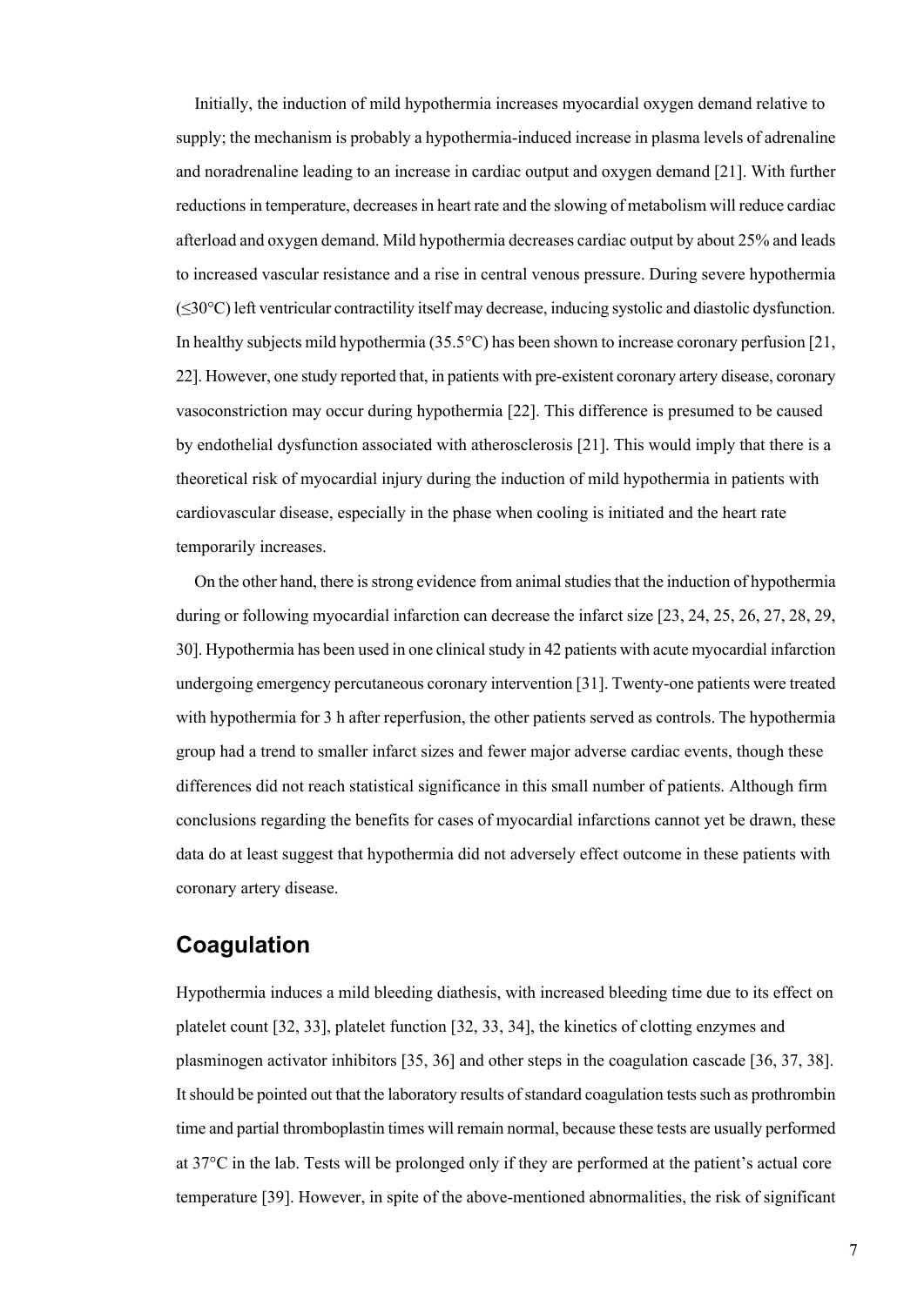Initially, the induction of mild hypothermia increases myocardial oxygen demand relative to supply; the mechanism is probably a hypothermia-induced increase in plasma levels of adrenaline and noradrenaline leading to an increase in cardiac output and oxygen demand [21]. With further reductions in temperature, decreases in heart rate and the slowing of metabolism will reduce cardiac afterload and oxygen demand. Mild hypothermia decreases cardiac output by about 25% and leads to increased vascular resistance and a rise in central venous pressure. During severe hypothermia (≤30°C) left ventricular contractility itself may decrease, inducing systolic and diastolic dysfunction. In healthy subjects mild hypothermia (35.5°C) has been shown to increase coronary perfusion [21, 22]. However, one study reported that, in patients with pre-existent coronary artery disease, coronary vasoconstriction may occur during hypothermia [22]. This difference is presumed to be caused by endothelial dysfunction associated with atherosclerosis [21]. This would imply that there is a theoretical risk of myocardial injury during the induction of mild hypothermia in patients with cardiovascular disease, especially in the phase when cooling is initiated and the heart rate temporarily increases.

On the other hand, there is strong evidence from animal studies that the induction of hypothermia during or following myocardial infarction can decrease the infarct size [23, 24, 25, 26, 27, 28, 29, 30]. Hypothermia has been used in one clinical study in 42 patients with acute myocardial infarction undergoing emergency percutaneous coronary intervention [31]. Twenty-one patients were treated with hypothermia for 3 h after reperfusion, the other patients served as controls. The hypothermia group had a trend to smaller infarct sizes and fewer major adverse cardiac events, though these differences did not reach statistical significance in this small number of patients. Although firm conclusions regarding the benefits for cases of myocardial infarctions cannot yet be drawn, these data do at least suggest that hypothermia did not adversely effect outcome in these patients with coronary artery disease.

## Coagulation

Hypothermia induces a mild bleeding diathesis, with increased bleeding time due to its effect on platelet count [32, 33], platelet function [32, 33, 34], the kinetics of clotting enzymes and plasminogen activator inhibitors [35, 36] and other steps in the coagulation cascade [36, 37, 38]. It should be pointed out that the laboratory results of standard coagulation tests such as prothrombin time and partial thromboplastin times will remain normal, because these tests are usually performed at 37°C in the lab. Tests will be prolonged only if they are performed at the patient's actual core temperature [39]. However, in spite of the above-mentioned abnormalities, the risk of significant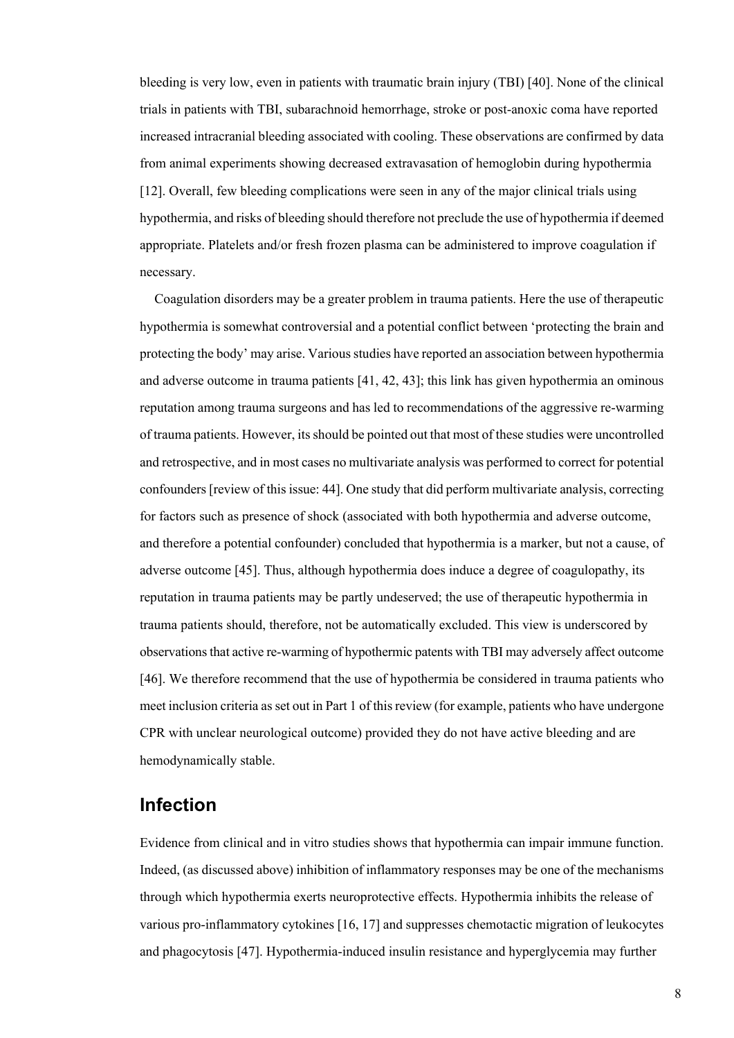bleeding is very low, even in patients with traumatic brain injury (TBI) [40]. None of the clinical trials in patients with TBI, subarachnoid hemorrhage, stroke or post-anoxic coma have reported increased intracranial bleeding associated with cooling. These observations are confirmed by data from animal experiments showing decreased extravasation of hemoglobin during hypothermia [12]. Overall, few bleeding complications were seen in any of the major clinical trials using hypothermia, and risks of bleeding should therefore not preclude the use of hypothermia if deemed appropriate. Platelets and/or fresh frozen plasma can be administered to improve coagulation if necessary.

Coagulation disorders may be a greater problem in trauma patients. Here the use of therapeutic hypothermia is somewhat controversial and a potential conflict between 'protecting the brain and protecting the body' may arise. Various studies have reported an association between hypothermia and adverse outcome in trauma patients [41, 42, 43]; this link has given hypothermia an ominous reputation among trauma surgeons and has led to recommendations of the aggressive re-warming of trauma patients. However, its should be pointed out that most of these studies were uncontrolled and retrospective, and in most cases no multivariate analysis was performed to correct for potential confounders [review of this issue: 44]. One study that did perform multivariate analysis, correcting for factors such as presence of shock (associated with both hypothermia and adverse outcome, and therefore a potential confounder) concluded that hypothermia is a marker, but not a cause, of adverse outcome [45]. Thus, although hypothermia does induce a degree of coagulopathy, its reputation in trauma patients may be partly undeserved; the use of therapeutic hypothermia in trauma patients should, therefore, not be automatically excluded. This view is underscored by observations that active re-warming of hypothermic patents with TBI may adversely affect outcome [46]. We therefore recommend that the use of hypothermia be considered in trauma patients who meet inclusion criteria as set out in Part 1 of this review (for example, patients who have undergone CPR with unclear neurological outcome) provided they do not have active bleeding and are hemodynamically stable.

## Infection

Evidence from clinical and in vitro studies shows that hypothermia can impair immune function. Indeed, (as discussed above) inhibition of inflammatory responses may be one of the mechanisms through which hypothermia exerts neuroprotective effects. Hypothermia inhibits the release of various pro-inflammatory cytokines [16, 17] and suppresses chemotactic migration of leukocytes and phagocytosis [47]. Hypothermia-induced insulin resistance and hyperglycemia may further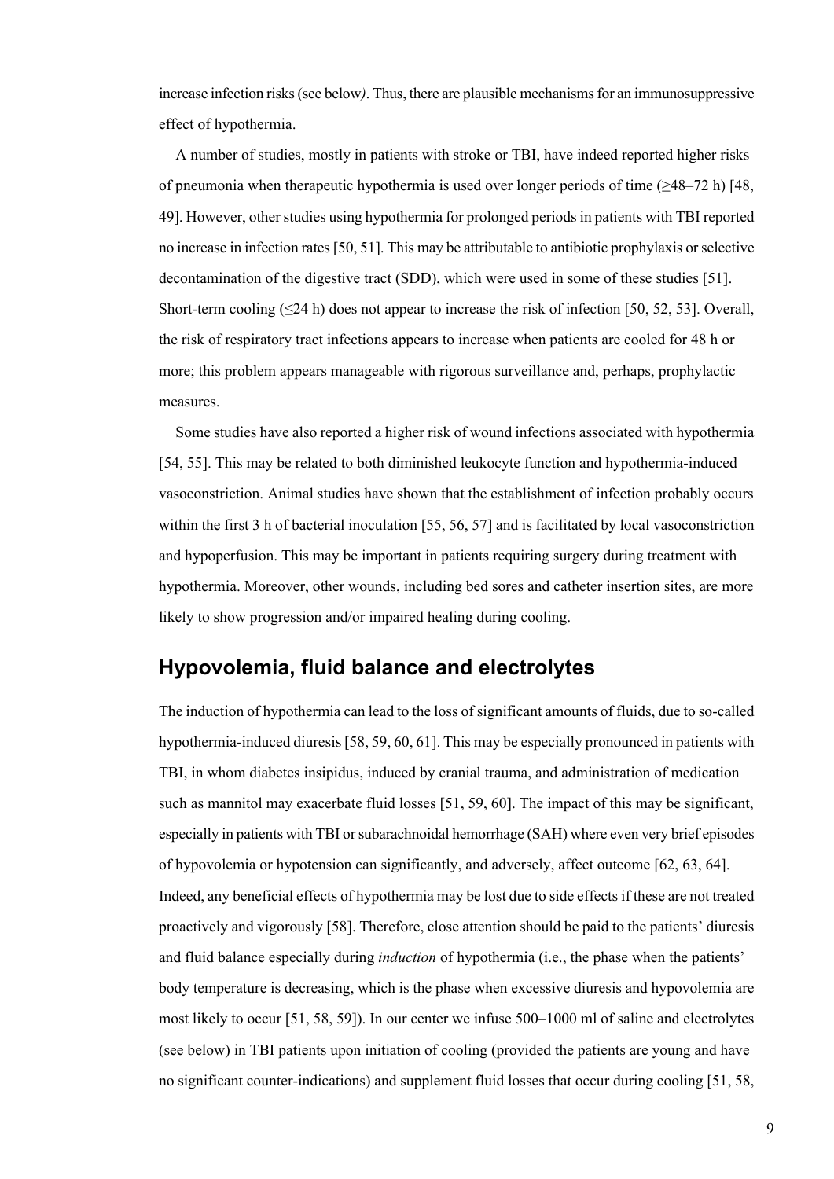increase infection risks (see below). Thus, there are plausible mechanisms for an immunosuppressive effect of hypothermia.

A number of studies, mostly in patients with stroke or TBI, have indeed reported higher risks of pneumonia when therapeutic hypothermia is used over longer periods of time (≥48–72 h) [48, 49]. However, other studies using hypothermia for prolonged periods in patients with TBI reported no increase in infection rates [50, 51]. This may be attributable to antibiotic prophylaxis or selective decontamination of the digestive tract (SDD), which were used in some of these studies [51]. Short-term cooling (≤24 h) does not appear to increase the risk of infection [50, 52, 53]. Overall, the risk of respiratory tract infections appears to increase when patients are cooled for 48 h or more; this problem appears manageable with rigorous surveillance and, perhaps, prophylactic measures.

Some studies have also reported a higher risk of wound infections associated with hypothermia [54, 55]. This may be related to both diminished leukocyte function and hypothermia-induced vasoconstriction. Animal studies have shown that the establishment of infection probably occurs within the first 3 h of bacterial inoculation [55, 56, 57] and is facilitated by local vasoconstriction and hypoperfusion. This may be important in patients requiring surgery during treatment with hypothermia. Moreover, other wounds, including bed sores and catheter insertion sites, are more likely to show progression and/or impaired healing during cooling.

## Hypovolemia, fluid balance and electrolytes

The induction of hypothermia can lead to the loss of significant amounts of fluids, due to so-called hypothermia-induced diuresis [58, 59, 60, 61]. This may be especially pronounced in patients with TBI, in whom diabetes insipidus, induced by cranial trauma, and administration of medication such as mannitol may exacerbate fluid losses [51, 59, 60]. The impact of this may be significant, especially in patients with TBI or subarachnoidal hemorrhage (SAH) where even very brief episodes of hypovolemia or hypotension can significantly, and adversely, affect outcome [62, 63, 64]. Indeed, any beneficial effects of hypothermia may be lost due to side effects if these are not treated proactively and vigorously [58]. Therefore, close attention should be paid to the patients' diuresis and fluid balance especially during *induction* of hypothermia (i.e., the phase when the patients' body temperature is decreasing, which is the phase when excessive diuresis and hypovolemia are most likely to occur [51, 58, 59]). In our center we infuse 500–1000 ml of saline and electrolytes (see below) in TBI patients upon initiation of cooling (provided the patients are young and have no significant counter-indications) and supplement fluid losses that occur during cooling [51, 58,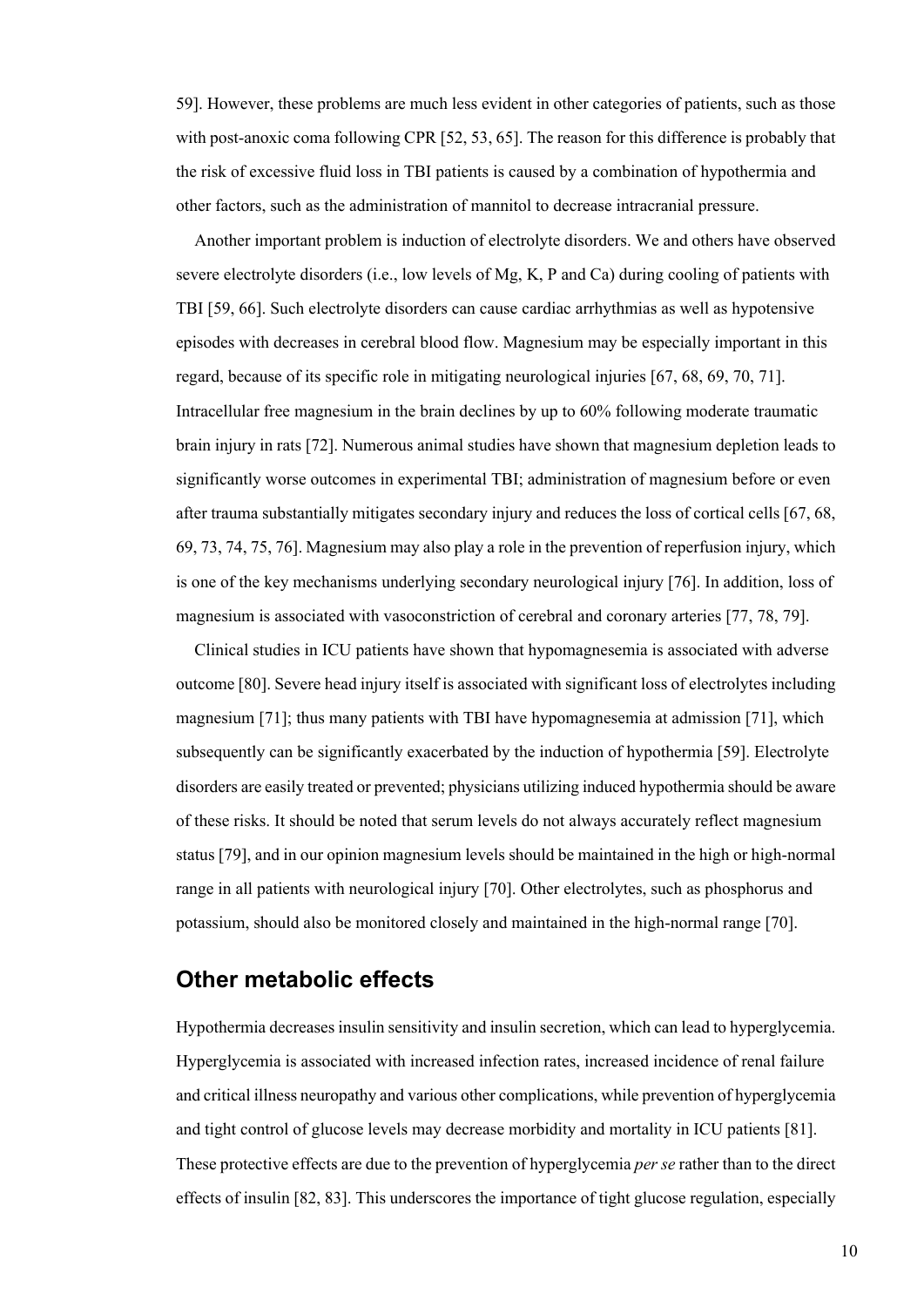59]. However, these problems are much less evident in other categories of patients, such as those with post-anoxic coma following CPR [52, 53, 65]. The reason for this difference is probably that the risk of excessive fluid loss in TBI patients is caused by a combination of hypothermia and other factors, such as the administration of mannitol to decrease intracranial pressure.

Another important problem is induction of electrolyte disorders. We and others have observed severe electrolyte disorders (i.e., low levels of Mg, K, P and Ca) during cooling of patients with TBI [59, 66]. Such electrolyte disorders can cause cardiac arrhythmias as well as hypotensive episodes with decreases in cerebral blood flow. Magnesium may be especially important in this regard, because of its specific role in mitigating neurological injuries [67, 68, 69, 70, 71]. Intracellular free magnesium in the brain declines by up to 60% following moderate traumatic brain injury in rats [72]. Numerous animal studies have shown that magnesium depletion leads to significantly worse outcomes in experimental TBI; administration of magnesium before or even after trauma substantially mitigates secondary injury and reduces the loss of cortical cells [67, 68, 69, 73, 74, 75, 76]. Magnesium may also play a role in the prevention of reperfusion injury, which is one of the key mechanisms underlying secondary neurological injury [76]. In addition, loss of magnesium is associated with vasoconstriction of cerebral and coronary arteries [77, 78, 79].

Clinical studies in ICU patients have shown that hypomagnesemia is associated with adverse outcome [80]. Severe head injury itself is associated with significant loss of electrolytes including magnesium [71]; thus many patients with TBI have hypomagnesemia at admission [71], which subsequently can be significantly exacerbated by the induction of hypothermia [59]. Electrolyte disorders are easily treated or prevented; physicians utilizing induced hypothermia should be aware of these risks. It should be noted that serum levels do not always accurately reflect magnesium status [79], and in our opinion magnesium levels should be maintained in the high or high-normal range in all patients with neurological injury [70]. Other electrolytes, such as phosphorus and potassium, should also be monitored closely and maintained in the high-normal range [70].

## Other metabolic effects

Hypothermia decreases insulin sensitivity and insulin secretion, which can lead to hyperglycemia. Hyperglycemia is associated with increased infection rates, increased incidence of renal failure and critical illness neuropathy and various other complications, while prevention of hyperglycemia and tight control of glucose levels may decrease morbidity and mortality in ICU patients [81]. These protective effects are due to the prevention of hyperglycemia *per se* rather than to the direct effects of insulin [82, 83]. This underscores the importance of tight glucose regulation, especially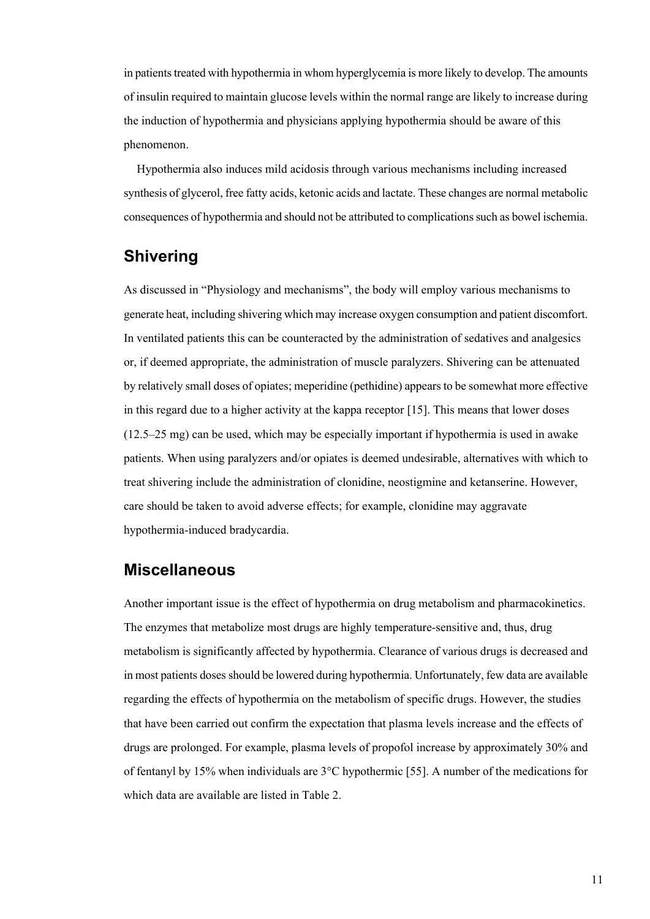in patients treated with hypothermia in whom hyperglycemia is more likely to develop. The amounts of insulin required to maintain glucose levels within the normal range are likely to increase during the induction of hypothermia and physicians applying hypothermia should be aware of this phenomenon.

Hypothermia also induces mild acidosis through various mechanisms including increased synthesis of glycerol, free fatty acids, ketonic acids and lactate. These changes are normal metabolic consequences of hypothermia and should not be attributed to complications such as bowel ischemia.

## Shivering

As discussed in "Physiology and mechanisms", the body will employ various mechanisms to generate heat, including shivering which may increase oxygen consumption and patient discomfort. In ventilated patients this can be counteracted by the administration of sedatives and analgesics or, if deemed appropriate, the administration of muscle paralyzers. Shivering can be attenuated by relatively small doses of opiates; meperidine (pethidine) appears to be somewhat more effective in this regard due to a higher activity at the kappa receptor [15]. This means that lower doses (12.5–25 mg) can be used, which may be especially important if hypothermia is used in awake patients. When using paralyzers and/or opiates is deemed undesirable, alternatives with which to treat shivering include the administration of clonidine, neostigmine and ketanserine. However, care should be taken to avoid adverse effects; for example, clonidine may aggravate hypothermia-induced bradycardia.

## Miscellaneous

Another important issue is the effect of hypothermia on drug metabolism and pharmacokinetics. The enzymes that metabolize most drugs are highly temperature-sensitive and, thus, drug metabolism is significantly affected by hypothermia. Clearance of various drugs is decreased and in most patients doses should be lowered during hypothermia. Unfortunately, few data are available regarding the effects of hypothermia on the metabolism of specific drugs. However, the studies that have been carried out confirm the expectation that plasma levels increase and the effects of drugs are prolonged. For example, plasma levels of propofol increase by approximately 30% and of fentanyl by 15% when individuals are 3°C hypothermic [55]. A number of the medications for which data are available are listed in Table 2.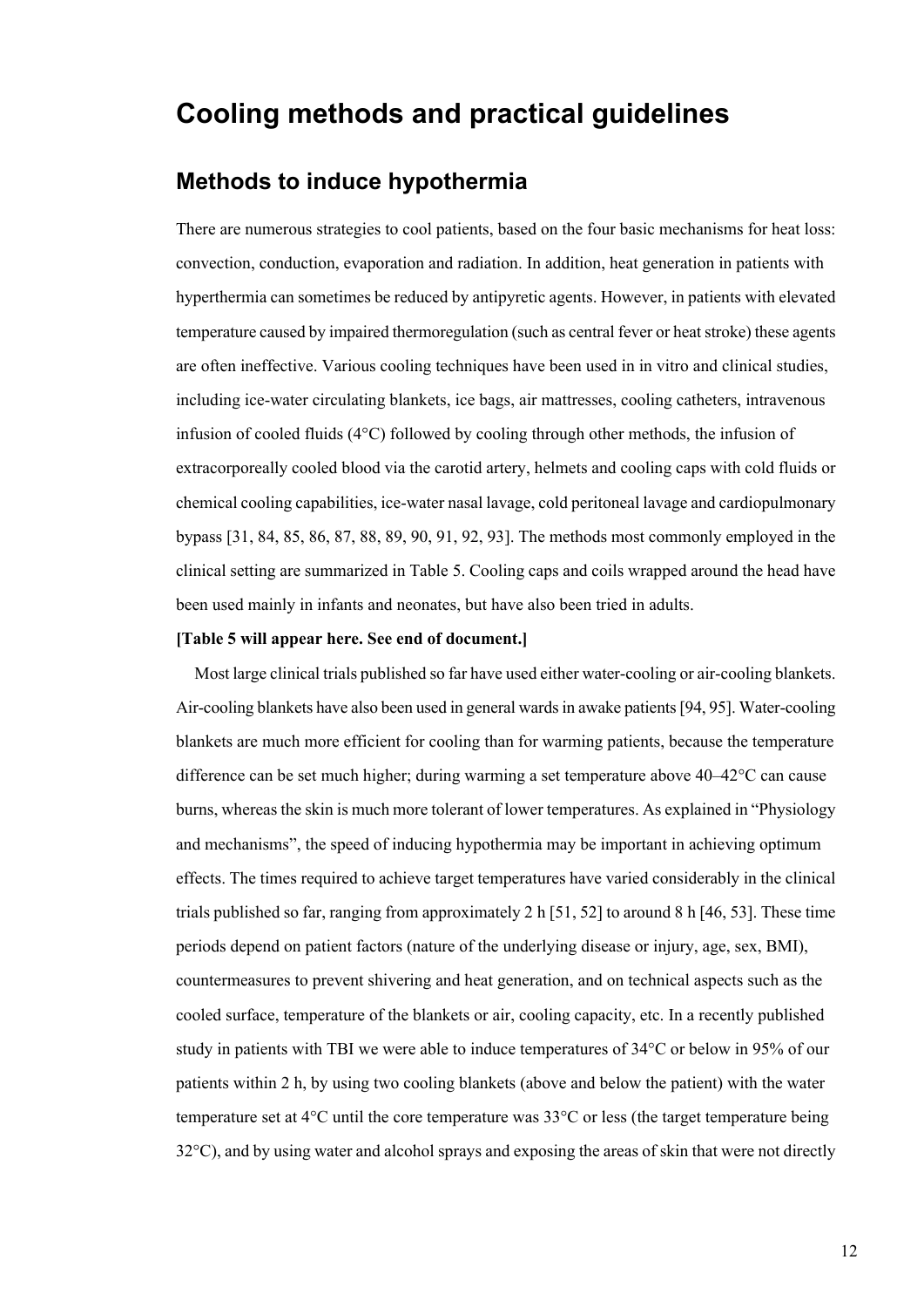# Cooling methods and practical guidelines

## Methods to induce hypothermia

There are numerous strategies to cool patients, based on the four basic mechanisms for heat loss: convection, conduction, evaporation and radiation. In addition, heat generation in patients with hyperthermia can sometimes be reduced by antipyretic agents. However, in patients with elevated temperature caused by impaired thermoregulation (such as central fever or heat stroke) these agents are often ineffective. Various cooling techniques have been used in in vitro and clinical studies, including ice-water circulating blankets, ice bags, air mattresses, cooling catheters, intravenous infusion of cooled fluids (4°C) followed by cooling through other methods, the infusion of extracorporeally cooled blood via the carotid artery, helmets and cooling caps with cold fluids or chemical cooling capabilities, ice-water nasal lavage, cold peritoneal lavage and cardiopulmonary bypass [31, 84, 85, 86, 87, 88, 89, 90, 91, 92, 93]. The methods most commonly employed in the clinical setting are summarized in Table 5. Cooling caps and coils wrapped around the head have been used mainly in infants and neonates, but have also been tried in adults.

**[Table 5 will appear here. See end of document.]**

Most large clinical trials published so far have used either water-cooling or air-cooling blankets. Air-cooling blankets have also been used in general wards in awake patients [94, 95]. Water-cooling blankets are much more efficient for cooling than for warming patients, because the temperature difference can be set much higher; during warming a set temperature above 40–42°C can cause burns, whereas the skin is much more tolerant of lower temperatures. As explained in "Physiology and mechanisms", the speed of inducing hypothermia may be important in achieving optimum effects. The times required to achieve target temperatures have varied considerably in the clinical trials published so far, ranging from approximately 2 h [51, 52] to around 8 h [46, 53]. These time periods depend on patient factors (nature of the underlying disease or injury, age, sex, BMI), countermeasures to prevent shivering and heat generation, and on technical aspects such as the cooled surface, temperature of the blankets or air, cooling capacity, etc. In a recently published study in patients with TBI we were able to induce temperatures of 34°C or below in 95% of our patients within 2 h, by using two cooling blankets (above and below the patient) with the water temperature set at 4°C until the core temperature was 33°C or less (the target temperature being 32°C), and by using water and alcohol sprays and exposing the areas of skin that were not directly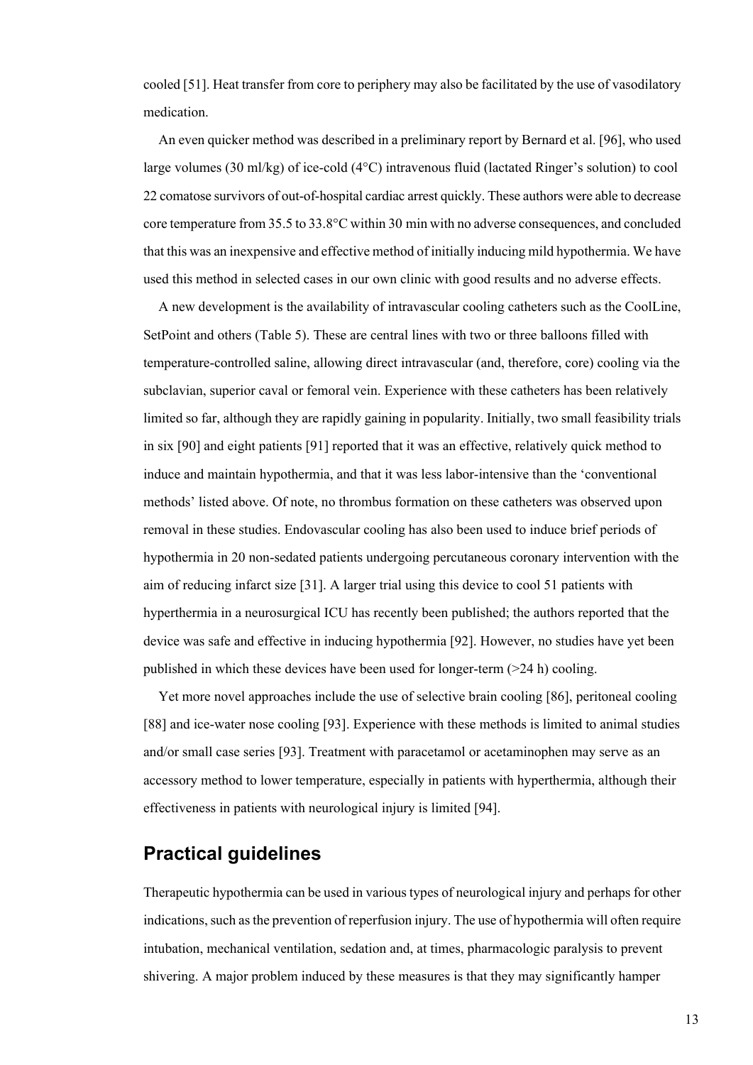cooled [51]. Heat transfer from core to periphery may also be facilitated by the use of vasodilatory medication.

An even quicker method was described in a preliminary report by Bernard et al. [96], who used large volumes (30 ml/kg) of ice-cold (4°C) intravenous fluid (lactated Ringer's solution) to cool 22 comatose survivors of out-of-hospital cardiac arrest quickly. These authors were able to decrease core temperature from 35.5 to 33.8°C within 30 min with no adverse consequences, and concluded that this was an inexpensive and effective method of initially inducing mild hypothermia. We have used this method in selected cases in our own clinic with good results and no adverse effects.

A new development is the availability of intravascular cooling catheters such as the CoolLine, SetPoint and others (Table 5). These are central lines with two or three balloons filled with temperature-controlled saline, allowing direct intravascular (and, therefore, core) cooling via the subclavian, superior caval or femoral vein. Experience with these catheters has been relatively limited so far, although they are rapidly gaining in popularity. Initially, two small feasibility trials in six [90] and eight patients [91] reported that it was an effective, relatively quick method to induce and maintain hypothermia, and that it was less labor-intensive than the 'conventional methods' listed above. Of note, no thrombus formation on these catheters was observed upon removal in these studies. Endovascular cooling has also been used to induce brief periods of hypothermia in 20 non-sedated patients undergoing percutaneous coronary intervention with the aim of reducing infarct size [31]. A larger trial using this device to cool 51 patients with hyperthermia in a neurosurgical ICU has recently been published; the authors reported that the device was safe and effective in inducing hypothermia [92]. However, no studies have yet been published in which these devices have been used for longer-term (>24 h) cooling.

Yet more novel approaches include the use of selective brain cooling [86], peritoneal cooling [88] and ice-water nose cooling [93]. Experience with these methods is limited to animal studies and/or small case series [93]. Treatment with paracetamol or acetaminophen may serve as an accessory method to lower temperature, especially in patients with hyperthermia, although their effectiveness in patients with neurological injury is limited [94].

## Practical guidelines

Therapeutic hypothermia can be used in various types of neurological injury and perhaps for other indications, such as the prevention of reperfusion injury. The use of hypothermia will often require intubation, mechanical ventilation, sedation and, at times, pharmacologic paralysis to prevent shivering. A major problem induced by these measures is that they may significantly hamper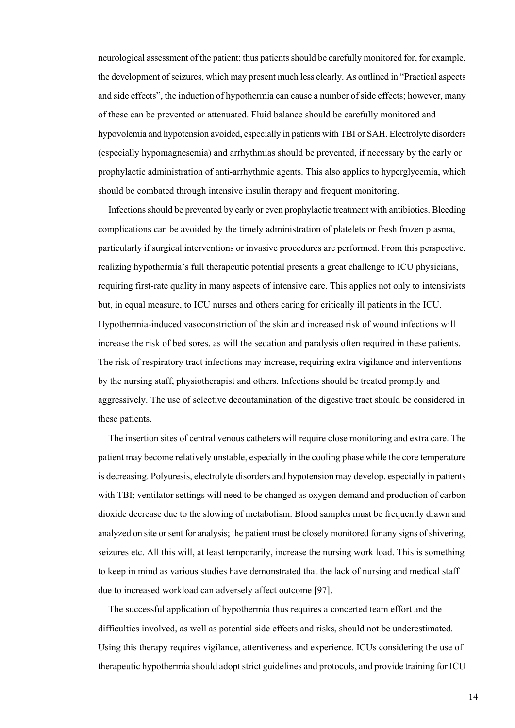neurological assessment of the patient; thus patients should be carefully monitored for, for example, the development of seizures, which may present much less clearly. As outlined in "Practical aspects and side effects", the induction of hypothermia can cause a number of side effects; however, many of these can be prevented or attenuated. Fluid balance should be carefully monitored and hypovolemia and hypotension avoided, especially in patients with TBI or SAH. Electrolyte disorders (especially hypomagnesemia) and arrhythmias should be prevented, if necessary by the early or prophylactic administration of anti-arrhythmic agents. This also applies to hyperglycemia, which should be combated through intensive insulin therapy and frequent monitoring.

Infections should be prevented by early or even prophylactic treatment with antibiotics. Bleeding complications can be avoided by the timely administration of platelets or fresh frozen plasma, particularly if surgical interventions or invasive procedures are performed. From this perspective, realizing hypothermia's full therapeutic potential presents a great challenge to ICU physicians, requiring first-rate quality in many aspects of intensive care. This applies not only to intensivists but, in equal measure, to ICU nurses and others caring for critically ill patients in the ICU. Hypothermia-induced vasoconstriction of the skin and increased risk of wound infections will increase the risk of bed sores, as will the sedation and paralysis often required in these patients. The risk of respiratory tract infections may increase, requiring extra vigilance and interventions by the nursing staff, physiotherapist and others. Infections should be treated promptly and aggressively. The use of selective decontamination of the digestive tract should be considered in these patients.

The insertion sites of central venous catheters will require close monitoring and extra care. The patient may become relatively unstable, especially in the cooling phase while the core temperature is decreasing. Polyuresis, electrolyte disorders and hypotension may develop, especially in patients with TBI; ventilator settings will need to be changed as oxygen demand and production of carbon dioxide decrease due to the slowing of metabolism. Blood samples must be frequently drawn and analyzed on site or sent for analysis; the patient must be closely monitored for any signs of shivering, seizures etc. All this will, at least temporarily, increase the nursing work load. This is something to keep in mind as various studies have demonstrated that the lack of nursing and medical staff due to increased workload can adversely affect outcome [97].

The successful application of hypothermia thus requires a concerted team effort and the difficulties involved, as well as potential side effects and risks, should not be underestimated. Using this therapy requires vigilance, attentiveness and experience. ICUs considering the use of therapeutic hypothermia should adopt strict guidelines and protocols, and provide training for ICU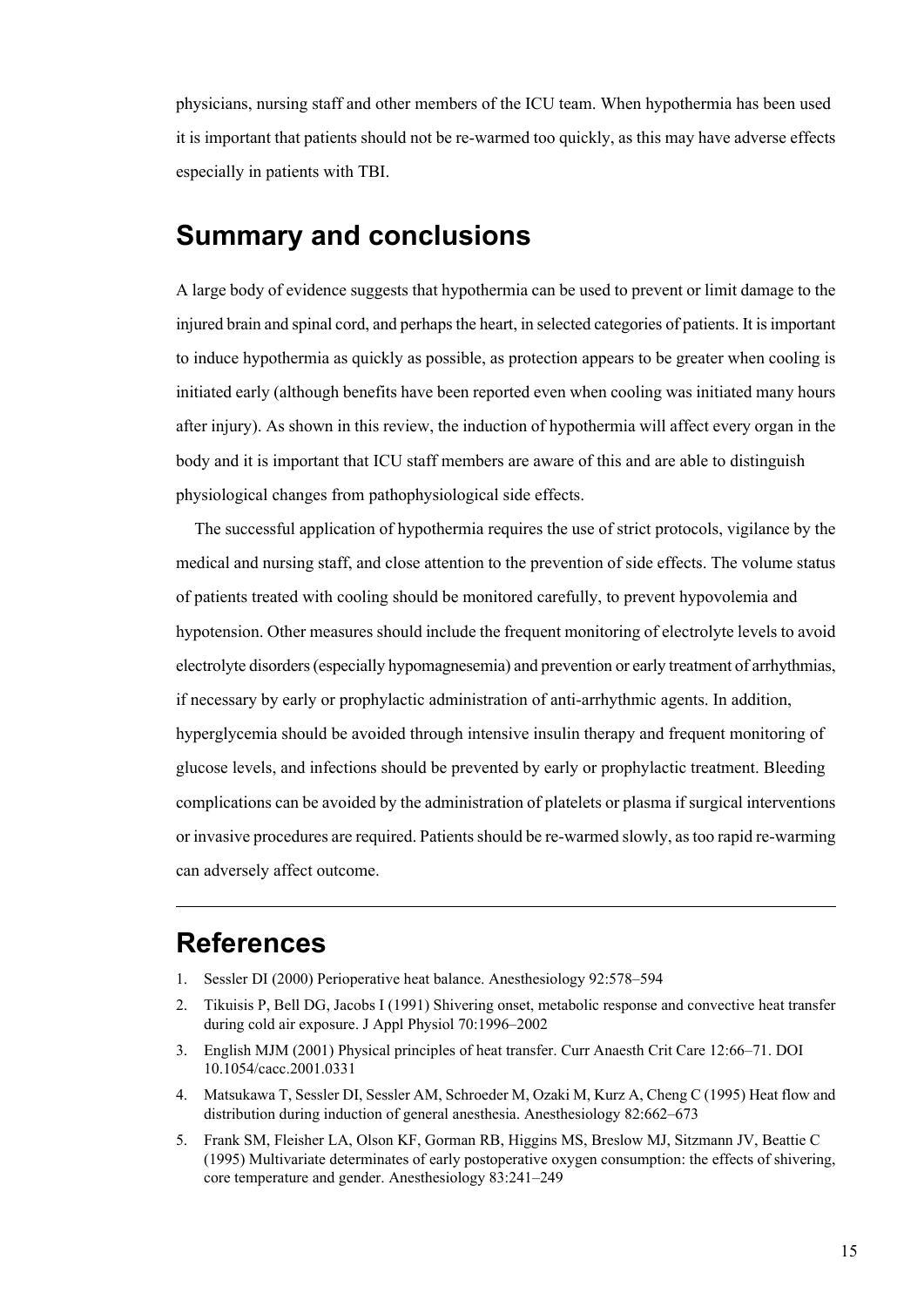physicians, nursing staff and other members of the ICU team. When hypothermia has been used it is important that patients should not be re-warmed too quickly, as this may have adverse effects especially in patients with TBI.

## Summary and conclusions

A large body of evidence suggests that hypothermia can be used to prevent or limit damage to the injured brain and spinal cord, and perhaps the heart, in selected categories of patients. It is important to induce hypothermia as quickly as possible, as protection appears to be greater when cooling is initiated early (although benefits have been reported even when cooling was initiated many hours after injury). As shown in this review, the induction of hypothermia will affect every organ in the body and it is important that ICU staff members are aware of this and are able to distinguish physiological changes from pathophysiological side effects.

The successful application of hypothermia requires the use of strict protocols, vigilance by the medical and nursing staff, and close attention to the prevention of side effects. The volume status of patients treated with cooling should be monitored carefully, to prevent hypovolemia and hypotension. Other measures should include the frequent monitoring of electrolyte levels to avoid electrolyte disorders (especially hypomagnesemia) and prevention or early treatment of arrhythmias, if necessary by early or prophylactic administration of anti-arrhythmic agents. In addition, hyperglycemia should be avoided through intensive insulin therapy and frequent monitoring of glucose levels, and infections should be prevented by early or prophylactic treatment. Bleeding complications can be avoided by the administration of platelets or plasma if surgical interventions or invasive procedures are required. Patients should be re-warmed slowly, as too rapid re-warming can adversely affect outcome.

---

## References

1. Sessler DI (2000) Perioperative heat balance. Anesthesiology 92:578–594
2. Tikuisis P, Bell DG, Jacobs I (1991) Shivering onset, metabolic response and convective heat transfer during cold air exposure. J Appl Physiol 70:1996–2002
3. English MJM (2001) Physical principles of heat transfer. Curr Anaesth Crit Care 12:66–71. DOI 10.1054/cacc.2001.0331
4. Matsukawa T, Sessler DI, Sessler AM, Schroeder M, Ozaki M, Kurz A, Cheng C (1995) Heat flow and distribution during induction of general anesthesia. Anesthesiology 82:662–673
5. Frank SM, Fleisher LA, Olson KF, Gorman RB, Higgins MS, Breslow MJ, Sitzmann JV, Beattie C (1995) Multivariate determinates of early postoperative oxygen consumption: the effects of shivering, core temperature and gender. Anesthesiology 83:241–249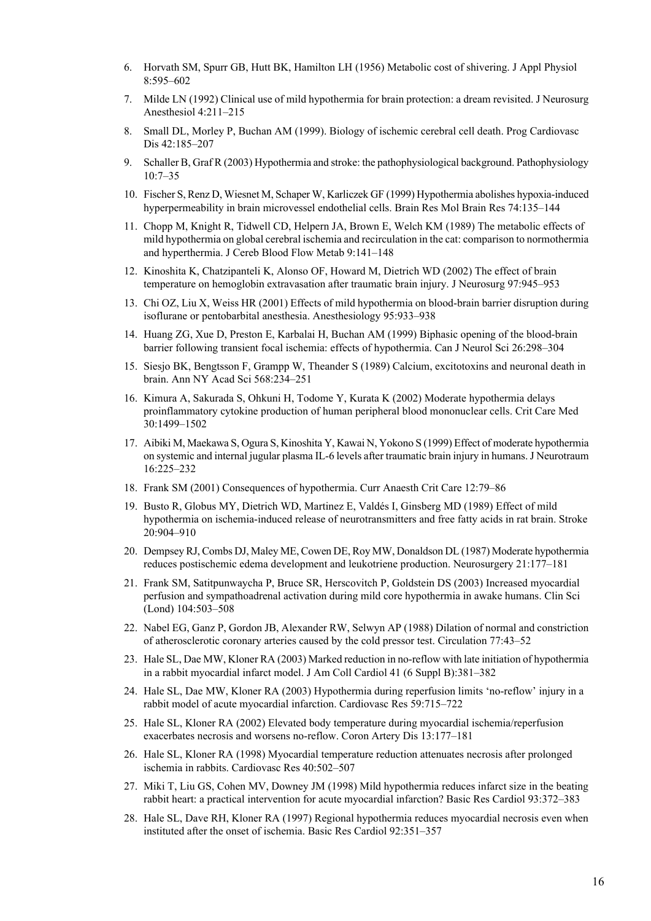6. Horvath SM, Spurr GB, Hutt BK, Hamilton LH (1956) Metabolic cost of shivering. J Appl Physiol 8:595–602
7. Milde LN (1992) Clinical use of mild hypothermia for brain protection: a dream revisited. J Neurosurg Anesthesiol 4:211–215
8. Small DL, Morley P, Buchan AM (1999). Biology of ischemic cerebral cell death. Prog Cardiovasc Dis 42:185–207
9. Schaller B, Graf R (2003) Hypothermia and stroke: the pathophysiological background. Pathophysiology 10:7–35
10. Fischer S, Renz D, Wiesnet M, Schaper W, Karliczek GF (1999) Hypothermia abolishes hypoxia-induced hyperpermeability in brain microvessel endothelial cells. Brain Res Mol Brain Res 74:135–144
11. Chopp M, Knight R, Tidwell CD, Helpern JA, Brown E, Welch KM (1989) The metabolic effects of mild hypothermia on global cerebral ischemia and recirculation in the cat: comparison to normothermia and hyperthermia. J Cereb Blood Flow Metab 9:141–148
12. Kinoshita K, Chatzipanteli K, Alonso OF, Howard M, Dietrich WD (2002) The effect of brain temperature on hemoglobin extravasation after traumatic brain injury. J Neurosurg 97:945–953
13. Chi OZ, Liu X, Weiss HR (2001) Effects of mild hypothermia on blood-brain barrier disruption during isoflurane or pentobarbital anesthesia. Anesthesiology 95:933–938
14. Huang ZG, Xue D, Preston E, Karbalai H, Buchan AM (1999) Biphasic opening of the blood-brain barrier following transient focal ischemia: effects of hypothermia. Can J Neurol Sci 26:298–304
15. Siesjo BK, Bengtsson F, Grampp W, Theander S (1989) Calcium, excitotoxins and neuronal death in brain. Ann NY Acad Sci 568:234–251
16. Kimura A, Sakurada S, Ohkuni H, Todome Y, Kurata K (2002) Moderate hypothermia delays proinflammatory cytokine production of human peripheral blood mononuclear cells. Crit Care Med 30:1499–1502
17. Aibiki M, Maekawa S, Ogura S, Kinoshita Y, Kawai N, Yokono S (1999) Effect of moderate hypothermia on systemic and internal jugular plasma IL-6 levels after traumatic brain injury in humans. J Neurotraum 16:225–232
18. Frank SM (2001) Consequences of hypothermia. Curr Anaesth Crit Care 12:79–86
19. Busto R, Globus MY, Dietrich WD, Martinez E, Valdés I, Ginsberg MD (1989) Effect of mild hypothermia on ischemia-induced release of neurotransmitters and free fatty acids in rat brain. Stroke 20:904–910
20. Dempsey RJ, Combs DJ, Maley ME, Cowen DE, Roy MW, Donaldson DL (1987) Moderate hypothermia reduces postischemic edema development and leukotriene production. Neurosurgery 21:177–181
21. Frank SM, Satitpunwaycha P, Bruce SR, Herscovitch P, Goldstein DS (2003) Increased myocardial perfusion and sympathoadrenal activation during mild core hypothermia in awake humans. Clin Sci (Lond) 104:503–508
22. Nabel EG, Ganz P, Gordon JB, Alexander RW, Selwyn AP (1988) Dilation of normal and constriction of atherosclerotic coronary arteries caused by the cold pressor test. Circulation 77:43–52
23. Hale SL, Dae MW, Kloner RA (2003) Marked reduction in no-reflow with late initiation of hypothermia in a rabbit myocardial infarct model. J Am Coll Cardiol 41 (6 Suppl B):381–382
24. Hale SL, Dae MW, Kloner RA (2003) Hypothermia during reperfusion limits 'no-reflow' injury in a rabbit model of acute myocardial infarction. Cardiovasc Res 59:715–722
25. Hale SL, Kloner RA (2002) Elevated body temperature during myocardial ischemia/reperfusion exacerbates necrosis and worsens no-reflow. Coron Artery Dis 13:177–181
26. Hale SL, Kloner RA (1998) Myocardial temperature reduction attenuates necrosis after prolonged ischemia in rabbits. Cardiovasc Res 40:502–507
27. Miki T, Liu GS, Cohen MV, Downey JM (1998) Mild hypothermia reduces infarct size in the beating rabbit heart: a practical intervention for acute myocardial infarction? Basic Res Cardiol 93:372–383
28. Hale SL, Dave RH, Kloner RA (1997) Regional hypothermia reduces myocardial necrosis even when instituted after the onset of ischemia. Basic Res Cardiol 92:351–357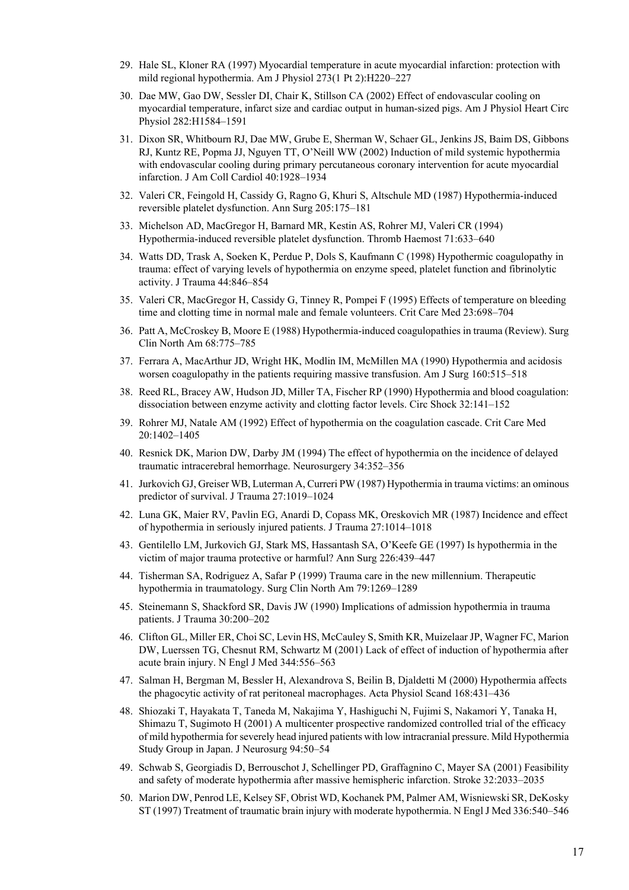29. Hale SL, Kloner RA (1997) Myocardial temperature in acute myocardial infarction: protection with mild regional hypothermia. Am J Physiol 273(1 Pt 2):H220–227
30. Dae MW, Gao DW, Sessler DI, Chair K, Stillson CA (2002) Effect of endovascular cooling on myocardial temperature, infarct size and cardiac output in human-sized pigs. Am J Physiol Heart Circ Physiol 282:H1584–1591
31. Dixon SR, Whitbourn RJ, Dae MW, Grube E, Sherman W, Schaer GL, Jenkins JS, Baim DS, Gibbons RJ, Kuntz RE, Popma JJ, Nguyen TT, O'Neill WW (2002) Induction of mild systemic hypothermia with endovascular cooling during primary percutaneous coronary intervention for acute myocardial infarction. J Am Coll Cardiol 40:1928–1934
32. Valeri CR, Feingold H, Cassidy G, Ragno G, Khuri S, Altschule MD (1987) Hypothermia-induced reversible platelet dysfunction. Ann Surg 205:175–181
33. Michelson AD, MacGregor H, Barnard MR, Kestin AS, Rohrer MJ, Valeri CR (1994) Hypothermia-induced reversible platelet dysfunction. Thromb Haemost 71:633–640
34. Watts DD, Trask A, Soeken K, Perdue P, Dols S, Kaufmann C (1998) Hypothermic coagulopathy in trauma: effect of varying levels of hypothermia on enzyme speed, platelet function and fibrinolytic activity. J Trauma 44:846–854
35. Valeri CR, MacGregor H, Cassidy G, Tinney R, Pompei F (1995) Effects of temperature on bleeding time and clotting time in normal male and female volunteers. Crit Care Med 23:698–704
36. Patt A, McCroskey B, Moore E (1988) Hypothermia-induced coagulopathies in trauma (Review). Surg Clin North Am 68:775–785
37. Ferrara A, MacArthur JD, Wright HK, Modlin IM, McMillen MA (1990) Hypothermia and acidosis worsen coagulopathy in the patients requiring massive transfusion. Am J Surg 160:515–518
38. Reed RL, Bracey AW, Hudson JD, Miller TA, Fischer RP (1990) Hypothermia and blood coagulation: dissociation between enzyme activity and clotting factor levels. Circ Shock 32:141–152
39. Rohrer MJ, Natale AM (1992) Effect of hypothermia on the coagulation cascade. Crit Care Med 20:1402–1405
40. Resnick DK, Marion DW, Darby JM (1994) The effect of hypothermia on the incidence of delayed traumatic intracerebral hemorrhage. Neurosurgery 34:352–356
41. Jurkovich GJ, Greiser WB, Luterman A, Curreri PW (1987) Hypothermia in trauma victims: an ominous predictor of survival. J Trauma 27:1019–1024
42. Luna GK, Maier RV, Pavlin EG, Anardi D, Copass MK, Oreskovich MR (1987) Incidence and effect of hypothermia in seriously injured patients. J Trauma 27:1014–1018
43. Gentilello LM, Jurkovich GJ, Stark MS, Hassantash SA, O'Keefe GE (1997) Is hypothermia in the victim of major trauma protective or harmful? Ann Surg 226:439–447
44. Tisherman SA, Rodriguez A, Safar P (1999) Trauma care in the new millennium. Therapeutic hypothermia in traumatology. Surg Clin North Am 79:1269–1289
45. Steinemann S, Shackford SR, Davis JW (1990) Implications of admission hypothermia in trauma patients. J Trauma 30:200–202
46. Clifton GL, Miller ER, Choi SC, Levin HS, McCauley S, Smith KR, Muizelaar JP, Wagner FC, Marion DW, Luerssen TG, Chesnut RM, Schwartz M (2001) Lack of effect of induction of hypothermia after acute brain injury. N Engl J Med 344:556–563
47. Salman H, Bergman M, Bessler H, Alexandrova S, Beilin B, Djaldetti M (2000) Hypothermia affects the phagocytic activity of rat peritoneal macrophages. Acta Physiol Scand 168:431–436
48. Shiozaki T, Hayakata T, Taneda M, Nakajima Y, Hashiguchi N, Fujimi S, Nakamori Y, Tanaka H, Shimazu T, Sugimoto H (2001) A multicenter prospective randomized controlled trial of the efficacy of mild hypothermia for severely head injured patients with low intracranial pressure. Mild Hypothermia Study Group in Japan. J Neurosurg 94:50–54
49. Schwab S, Georgiadis D, Berrouschot J, Schellinger PD, Graffagnino C, Mayer SA (2001) Feasibility and safety of moderate hypothermia after massive hemispheric infarction. Stroke 32:2033–2035
50. Marion DW, Penrod LE, Kelsey SF, Obrist WD, Kochanek PM, Palmer AM, Wisniewski SR, DeKosky ST (1997) Treatment of traumatic brain injury with moderate hypothermia. N Engl J Med 336:540–546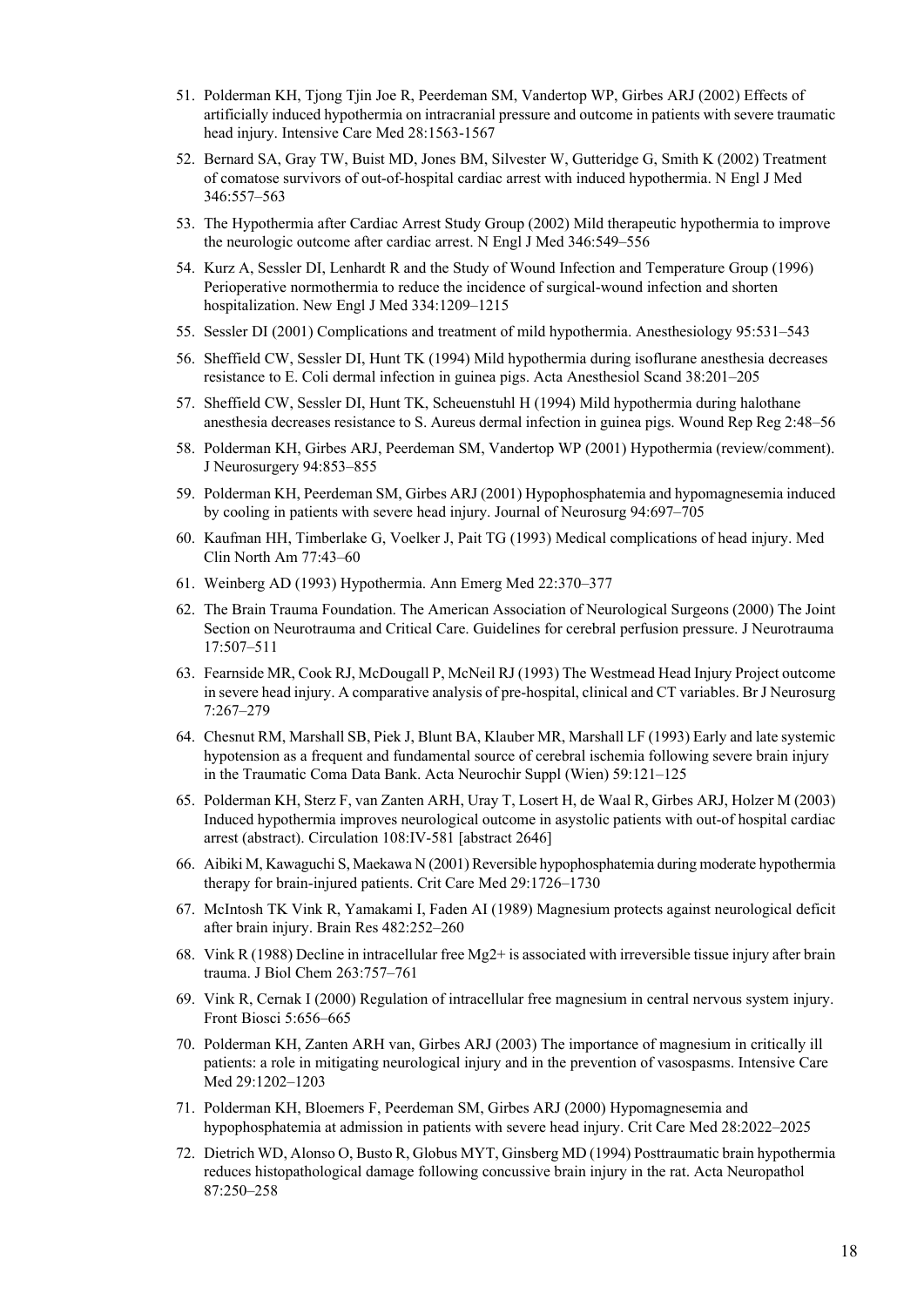51. Polderman KH, Tjong Tjin Joe R, Peerdeman SM, Vandertop WP, Girbes ARJ (2002) Effects of artificially induced hypothermia on intracranial pressure and outcome in patients with severe traumatic head injury. Intensive Care Med 28:1563-1567
52. Bernard SA, Gray TW, Buist MD, Jones BM, Silvester W, Gutteridge G, Smith K (2002) Treatment of comatose survivors of out-of-hospital cardiac arrest with induced hypothermia. N Engl J Med 346:557–563
53. The Hypothermia after Cardiac Arrest Study Group (2002) Mild therapeutic hypothermia to improve the neurologic outcome after cardiac arrest. N Engl J Med 346:549–556
54. Kurz A, Sessler DI, Lenhardt R and the Study of Wound Infection and Temperature Group (1996) Perioperative normothermia to reduce the incidence of surgical-wound infection and shorten hospitalization. New Engl J Med 334:1209–1215
55. Sessler DI (2001) Complications and treatment of mild hypothermia. Anesthesiology 95:531–543
56. Sheffield CW, Sessler DI, Hunt TK (1994) Mild hypothermia during isoflurane anesthesia decreases resistance to E. Coli dermal infection in guinea pigs. Acta Anesthesiol Scand 38:201–205
57. Sheffield CW, Sessler DI, Hunt TK, Scheuenstuhl H (1994) Mild hypothermia during halothane anesthesia decreases resistance to S. Aureus dermal infection in guinea pigs. Wound Rep Reg 2:48–56
58. Polderman KH, Girbes ARJ, Peerdeman SM, Vandertop WP (2001) Hypothermia (review/comment). J Neurosurgery 94:853–855
59. Polderman KH, Peerdeman SM, Girbes ARJ (2001) Hypophosphatemia and hypomagnesemia induced by cooling in patients with severe head injury. Journal of Neurosurg 94:697–705
60. Kaufman HH, Timberlake G, Voelker J, Pait TG (1993) Medical complications of head injury. Med Clin North Am 77:43–60
61. Weinberg AD (1993) Hypothermia. Ann Emerg Med 22:370–377
62. The Brain Trauma Foundation. The American Association of Neurological Surgeons (2000) The Joint Section on Neurotrauma and Critical Care. Guidelines for cerebral perfusion pressure. J Neurotrauma 17:507–511
63. Fearnside MR, Cook RJ, McDougall P, McNeil RJ (1993) The Westmead Head Injury Project outcome in severe head injury. A comparative analysis of pre-hospital, clinical and CT variables. Br J Neurosurg 7:267–279
64. Chesnut RM, Marshall SB, Piek J, Blunt BA, Klauber MR, Marshall LF (1993) Early and late systemic hypotension as a frequent and fundamental source of cerebral ischemia following severe brain injury in the Traumatic Coma Data Bank. Acta Neurochir Suppl (Wien) 59:121–125
65. Polderman KH, Sterz F, van Zanten ARH, Uray T, Losert H, de Waal R, Girbes ARJ, Holzer M (2003) Induced hypothermia improves neurological outcome in asystolic patients with out-of hospital cardiac arrest (abstract). Circulation 108:IV-581 [abstract 2646]
66. Aibiki M, Kawaguchi S, Maekawa N (2001) Reversible hypophosphatemia during moderate hypothermia therapy for brain-injured patients. Crit Care Med 29:1726–1730
67. McIntosh TK Vink R, Yamakami I, Faden AI (1989) Magnesium protects against neurological deficit after brain injury. Brain Res 482:252–260
68. Vink R (1988) Decline in intracellular free $Mg^{2+}$ is associated with irreversible tissue injury after brain trauma. J Biol Chem 263:757–761
69. Vink R, Cernak I (2000) Regulation of intracellular free magnesium in central nervous system injury. Front Biosci 5:656–665
70. Polderman KH, Zanten ARH van, Girbes ARJ (2003) The importance of magnesium in critically ill patients: a role in mitigating neurological injury and in the prevention of vasospasms. Intensive Care Med 29:1202–1203
71. Polderman KH, Bloemers F, Peerdeman SM, Girbes ARJ (2000) Hypomagnesemia and hypophosphatemia at admission in patients with severe head injury. Crit Care Med 28:2022–2025
72. Dietrich WD, Alonso O, Busto R, Globus MYT, Ginsberg MD (1994) Posttraumatic brain hypothermia reduces histopathological damage following concussive brain injury in the rat. Acta Neuropathol 87:250–258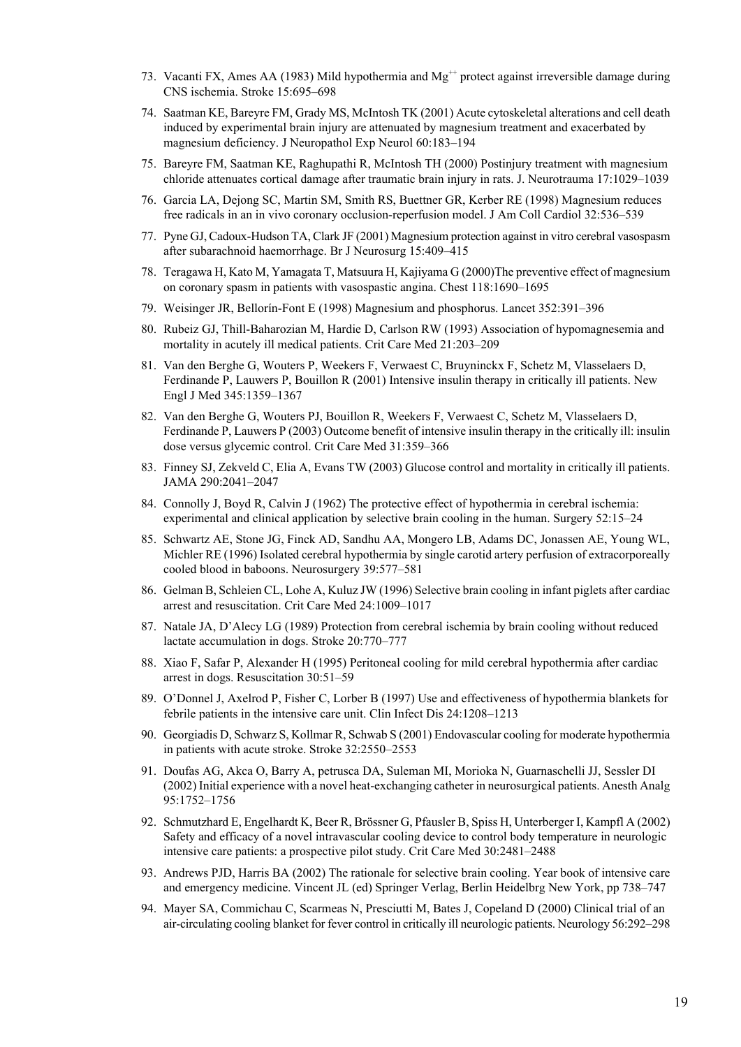73. Vacanti FX, Ames AA (1983) Mild hypothermia and $Mg^{++}$ protect against irreversible damage during CNS ischemia. Stroke 15:695–698
74. Saatman KE, Bareyre FM, Grady MS, McIntosh TK (2001) Acute cytoskeletal alterations and cell death induced by experimental brain injury are attenuated by magnesium treatment and exacerbated by magnesium deficiency. J Neuropathol Exp Neurol 60:183–194
75. Bareyre FM, Saatman KE, Raghupathi R, McIntosh TH (2000) Postinjury treatment with magnesium chloride attenuates cortical damage after traumatic brain injury in rats. J. Neurotrauma 17:1029–1039
76. Garcia LA, Dejong SC, Martin SM, Smith RS, Buettner GR, Kerber RE (1998) Magnesium reduces free radicals in an in vivo coronary occlusion-reperfusion model. J Am Coll Cardiol 32:536–539
77. Pyne GJ, Cadoux-Hudson TA, Clark JF (2001) Magnesium protection against in vitro cerebral vasospasm after subarachnoid haemorrhage. Br J Neurosurg 15:409–415
78. Teragawa H, Kato M, Yamagata T, Matsuura H, Kajiyama G (2000)The preventive effect of magnesium on coronary spasm in patients with vasospastic angina. Chest 118:1690–1695
79. Weisinger JR, Bellorín-Font E (1998) Magnesium and phosphorus. Lancet 352:391–396
80. Rubeiz GJ, Thill-Baharozian M, Hardie D, Carlson RW (1993) Association of hypomagnesemia and mortality in acutely ill medical patients. Crit Care Med 21:203–209
81. Van den Berghe G, Wouters P, Weekers F, Verwaest C, Bruyninckx F, Schetz M, Vlasselaers D, Ferdinande P, Lauwers P, Bouillon R (2001) Intensive insulin therapy in critically ill patients. New Engl J Med 345:1359–1367
82. Van den Berghe G, Wouters PJ, Bouillon R, Weekers F, Verwaest C, Schetz M, Vlasselaers D, Ferdinande P, Lauwers P (2003) Outcome benefit of intensive insulin therapy in the critically ill: insulin dose versus glycemic control. Crit Care Med 31:359–366
83. Finney SJ, Zekveld C, Elia A, Evans TW (2003) Glucose control and mortality in critically ill patients. JAMA 290:2041–2047
84. Connolly J, Boyd R, Calvin J (1962) The protective effect of hypothermia in cerebral ischemia: experimental and clinical application by selective brain cooling in the human. Surgery 52:15–24
85. Schwartz AE, Stone JG, Finck AD, Sandhu AA, Mongero LB, Adams DC, Jonassen AE, Young WL, Michler RE (1996) Isolated cerebral hypothermia by single carotid artery perfusion of extracorporeally cooled blood in baboons. Neurosurgery 39:577–581
86. Gelman B, Schleien CL, Lohe A, Kuluz JW (1996) Selective brain cooling in infant piglets after cardiac arrest and resuscitation. Crit Care Med 24:1009–1017
87. Natale JA, D'Alecy LG (1989) Protection from cerebral ischemia by brain cooling without reduced lactate accumulation in dogs. Stroke 20:770–777
88. Xiao F, Safar P, Alexander H (1995) Peritoneal cooling for mild cerebral hypothermia after cardiac arrest in dogs. Resuscitation 30:51–59
89. O'Donnel J, Axelrod P, Fisher C, Lorber B (1997) Use and effectiveness of hypothermia blankets for febrile patients in the intensive care unit. Clin Infect Dis 24:1208–1213
90. Georgiadis D, Schwarz S, Kollmar R, Schwab S (2001) Endovascular cooling for moderate hypothermia in patients with acute stroke. Stroke 32:2550–2553
91. Doufas AG, Akca O, Barry A, petrusca DA, Suleman MI, Morioka N, Guarnaschelli JJ, Sessler DI (2002) Initial experience with a novel heat-exchanging catheter in neurosurgical patients. Anesth Analg 95:1752–1756
92. Schmutzhard E, Engelhardt K, Beer R, Brössner G, Pfausler B, Spiss H, Unterberger I, Kampfl A (2002) Safety and efficacy of a novel intravascular cooling device to control body temperature in neurologic intensive care patients: a prospective pilot study. Crit Care Med 30:2481–2488
93. Andrews PJD, Harris BA (2002) The rationale for selective brain cooling. Year book of intensive care and emergency medicine. Vincent JL (ed) Springer Verlag, Berlin Heidelbrg New York, pp 738–747
94. Mayer SA, Commichau C, Scarmeas N, Presciutti M, Bates J, Copeland D (2000) Clinical trial of an air-circulating cooling blanket for fever control in critically ill neurologic patients. Neurology 56:292–298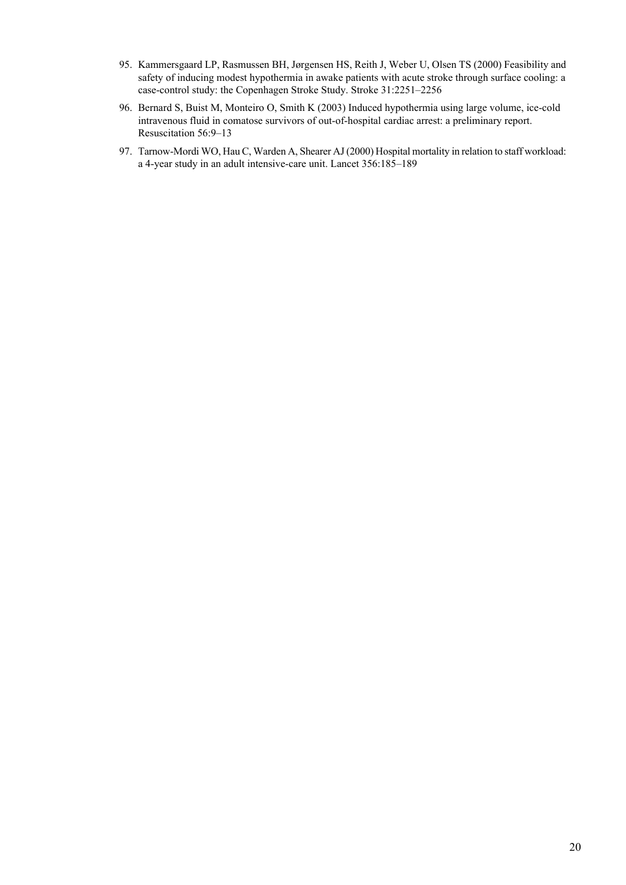95. Kammersgaard LP, Rasmussen BH, Jørgensen HS, Reith J, Weber U, Olsen TS (2000) Feasibility and safety of inducing modest hypothermia in awake patients with acute stroke through surface cooling: a case-control study: the Copenhagen Stroke Study. Stroke 31:2251–2256
96. Bernard S, Buist M, Monteiro O, Smith K (2003) Induced hypothermia using large volume, ice-cold intravenous fluid in comatose survivors of out-of-hospital cardiac arrest: a preliminary report. Resuscitation 56:9–13
97. Tarnow-Mordi WO, Hau C, Warden A, Shearer AJ (2000) Hospital mortality in relation to staff workload: a 4-year study in an adult intensive-care unit. Lancet 356:185–189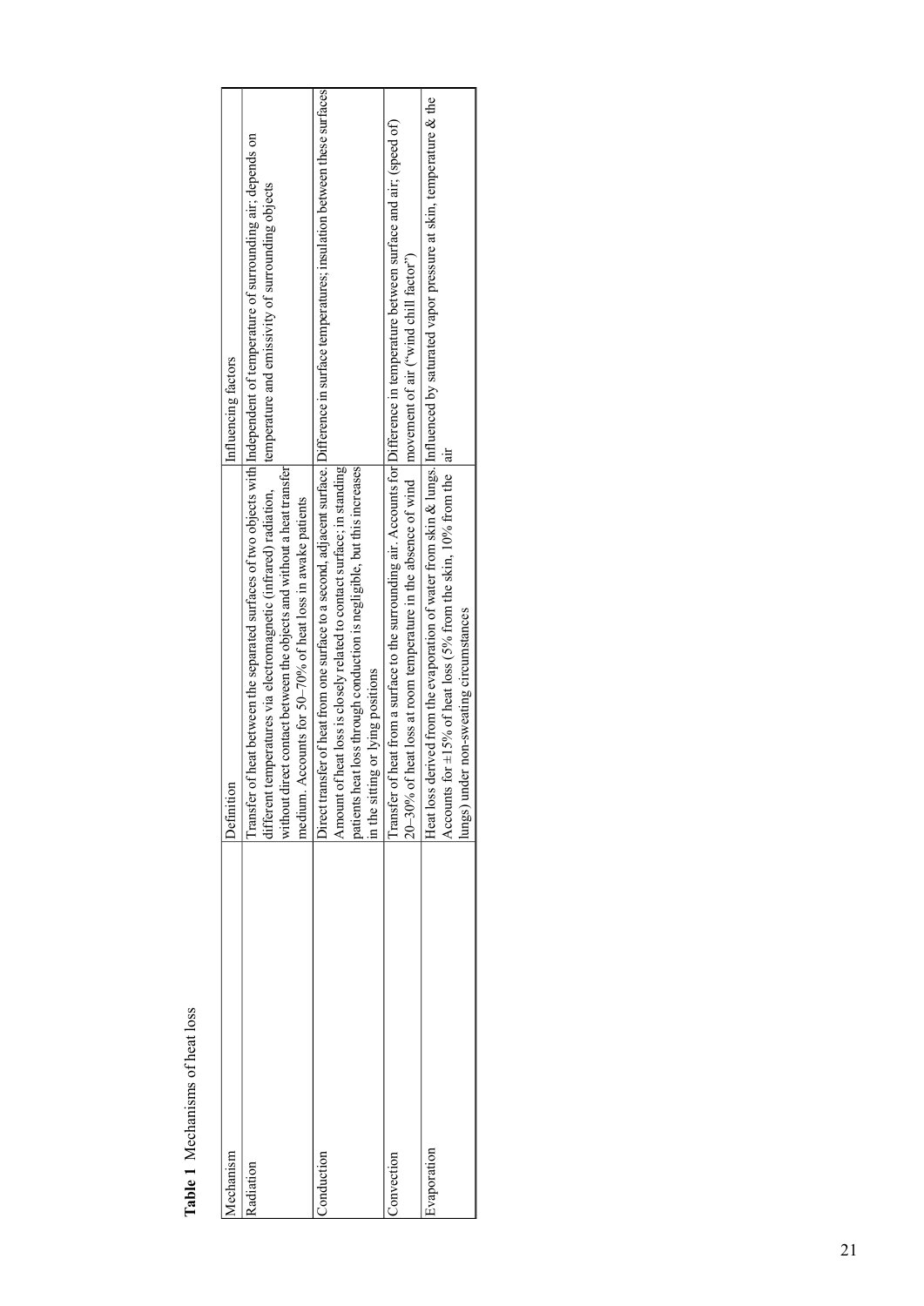**Table 1** Mechanisms of heat loss

| Mechanism | Definition | Influencing factors |
|---|---|---|
| Radiation | Transfer of heat between the separated surfaces of two objects with different temperatures via electromagnetic (infrared) radiation, without direct contact between the objects and without a heat transfer medium. Accounts for 50–70% of heat loss in awake patients | Independent of temperature of surrounding air; depends on temperature and emissivity of surrounding objects |
| Conduction | Direct transfer of heat from one surface to a second, adjacent surface. Amount of heat loss is closely related to contact surface; in standing patients heat loss through conduction is negligible, but this increases in the sitting or lying positions | Difference in surface temperatures; insulation between these surfaces |
| Convection | Transfer of heat from a surface to the surrounding air. Accounts for 20–30% of heat loss at room temperature in the absence of wind | Difference in temperature between surface and air; (speed of) movement of air ("wind chill factor") |
| Evaporation | Heat loss derived from the evaporation of water from skin & lungs. Accounts for ±15% of heat loss (5% from the skin, 10% from the lungs) under non-sweating circumstances | Influenced by saturated vapor pressure at skin, temperature & the air |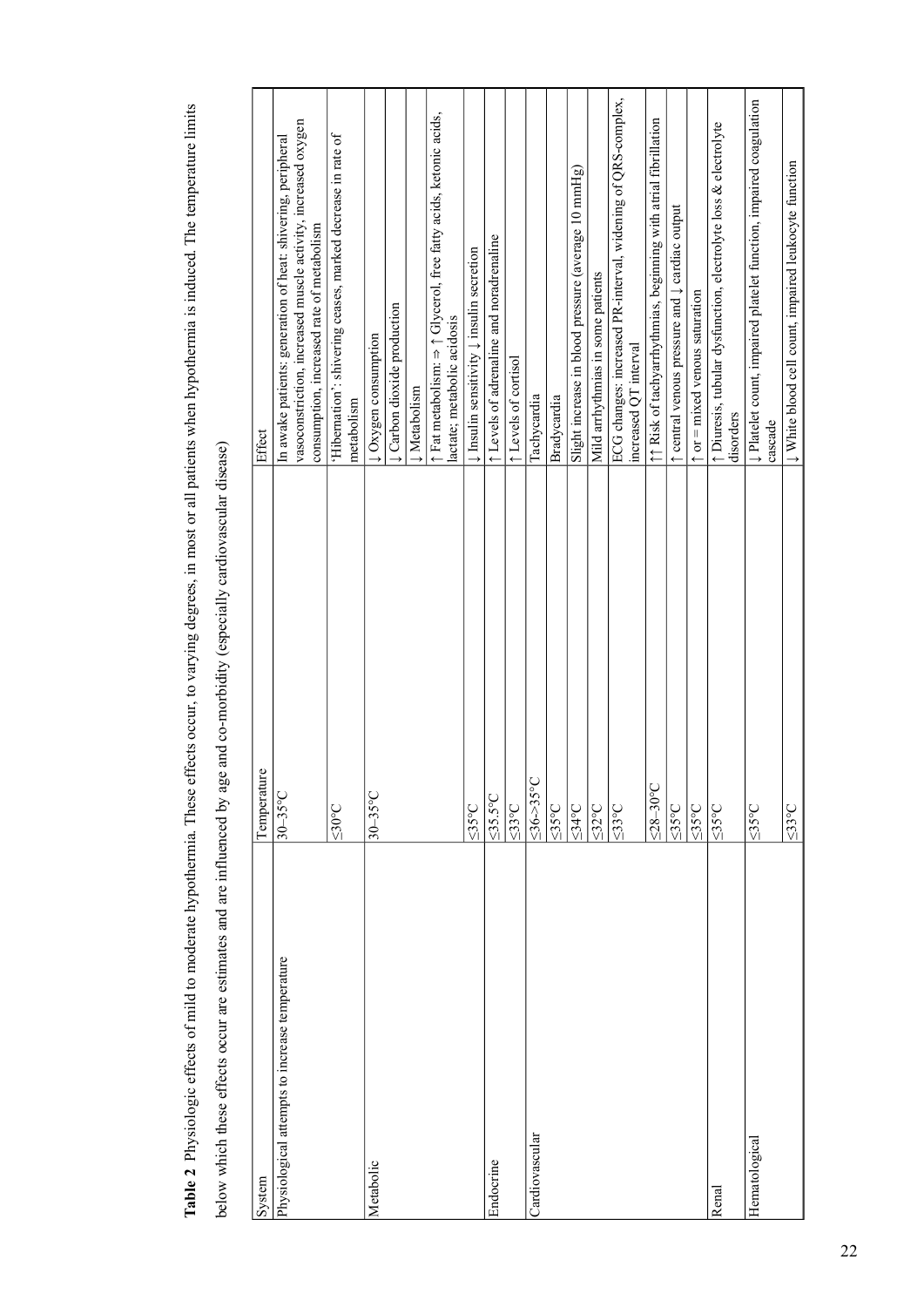**Table 2** Physiologic effects of mild to moderate hypothermia. These effects occur, to varying degrees, in most or all patients when hypothermia is induced. The temperature limits below which these effects occur are estimates and are influenced by age and co-morbidity (especially cardiovascular disease)

| System | Temperature | Effect |
|---|---|---|
| Physiological attempts to increase temperature | 30–35°C | In awake patients: generation of heat: shivering, peripheral vasoconstriction, increased muscle activity, increased oxygen consumption, increased rate of metabolism |
| | ≤30°C | 'Hibernation': shivering ceases, marked decrease in rate of metabolism |
| Metabolic | 30–35°C | ↓ Oxygen consumption |
| | | ↓ Carbon dioxide production |
| | | ↓ Metabolism |
| | | ↑ Fat metabolism: ⇒ ↑ Glycerol, free fatty acids, ketonic acids, lactate; metabolic acidosis |
| | ≤35°C | ↓ Insulin sensitivity ↓ insulin secretion |
| Endocrine | ≤35.5°C | ↑ Levels of adrenaline and noradrenaline |
| | ≤33°C | ↑ Levels of cortisol |
| Cardiovascular | ≤36->35°C | Tachycardia |
| | ≤35°C | Bradycardia |
| | ≤34°C | Slight increase in blood pressure (average 10 mmHg) |
| | ≤32°C | Mild arrhythmias in some patients |
| | ≤33°C | ECG changes: increased PR-interval, widening of QRS-complex, increased QT interval |
| | ≤28–30°C | ↑↑ Risk of tachyarrhythmias, beginning with atrial fibrillation |
| | ≤35°C | ↑ central venous pressure and ↓ cardiac output |
| | ≤35°C | ↑ or = mixed venous saturation |
| Renal | ≤35°C | ↑ Diuresis, tubular dysfunction, electrolyte loss & electrolyte disorders |
| Hematological | ≤35°C | ↓ Platelet count, impaired platelet function, impaired coagulation cascade |
| | ≤33°C | ↓ White blood cell count, impaired leukocyte function |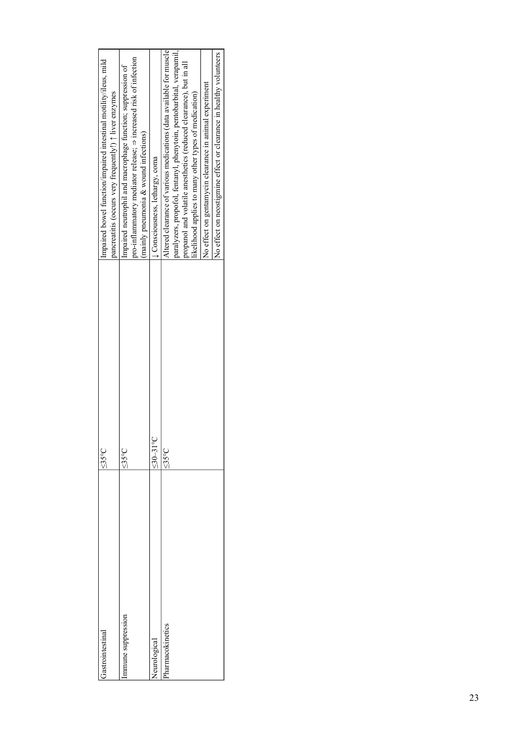| Gastrointestinal | ≤35°C | Impaired bowel function/impaired intestinal motility/ileus, mild pancreatitis (occurs very frequently!) ↑ liver enzymes |
|---|---|---|
| Immune suppression | ≤35°C | Impaired neutrophil and macrophage function; suppression of pro-inflammatory mediator release; ⇒ increased risk of infection (mainly pneumonia & wound infections) |
| Neurological | ≤30-31°C | ↓ Consciousness, lethargy, coma |
| Pharmacokinetics | ≤35°C | Altered clearance of various medications (data available for muscle paralyzers, propofol, fentanyl, phenytoin, pentobarbital, verapamil, propanol and volatile anesthetics (reduced clearance), but in all likelihood applies to many other types of medication) |
| | | No effect on gentamycin clearance in animal experiment |
| | | No effect on neostigmine effect or clearance in healthy volunteers |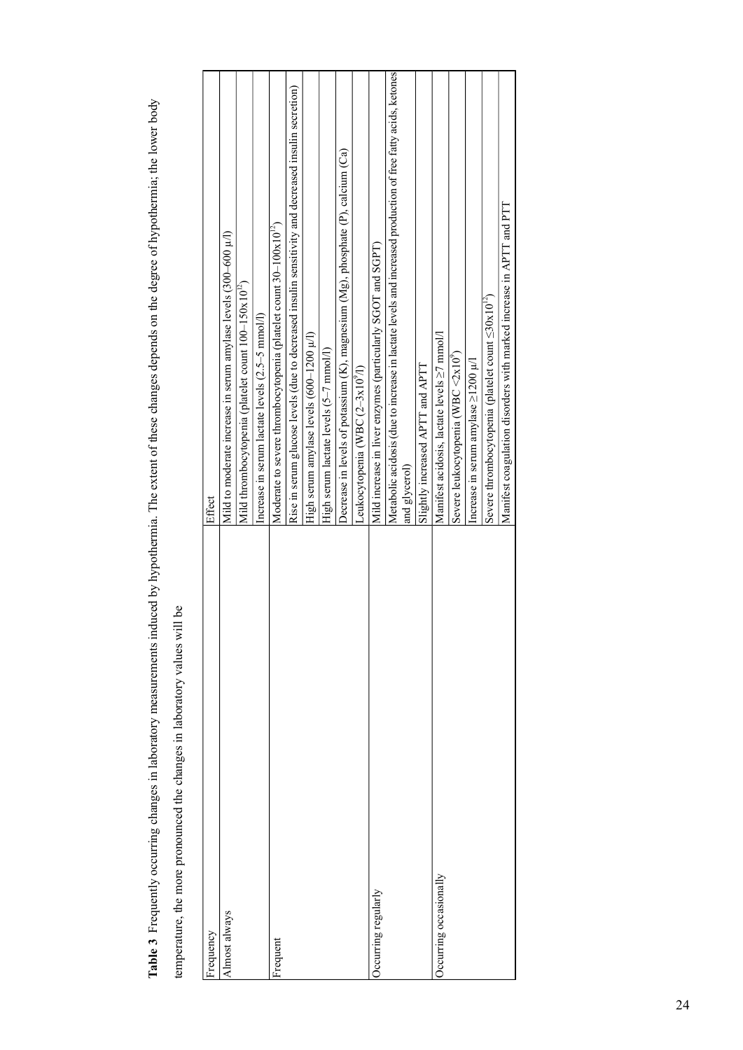**Table 3** Frequently occurring changes in laboratory measurements induced by hypothermia. The extent of these changes depends on the degree of hypothermia; the lower body temperature, the more pronounced the changes in laboratory values will be

| Frequency | Effect |
|---|---|
| Almost always | Mild to moderate increase in serum amylase levels (300–600 μ/l) |
| | Mild thrombocytopenia (platelet count 100–150x10[12]) |
| | Increase in serum lactate levels (2.5–5 mmol/l) |
| Frequent | Moderate to severe thrombocytopenia (platelet count 30–100x10[12]) |
| | Rise in serum glucose levels (due to decreased insulin sensitivity and decreased insulin secretion) |
| | High serum amylase levels (600–1200 μ/l) |
| | High serum lactate levels (5–7 mmol/l) |
| | Decrease in levels of potassium (K), magnesium (Mg), phosphate (P), calcium (Ca) |
| | Leukocytopenia (WBC (2–3x10[9]/l) |
| Occurring regularly | Mild increase in liver enzymes (particularly SGOT and SGPT) |
| | Metabolic acidosis (due to increase in lactate levels and increased production of free fatty acids, ketones and glycerol) |
| | Slightly increased APTT and APTT |
| Occurring occasionally | Manifest acidosis, lactate levels ≥7 mmol/l |
| | Severe leukocytopenia (WBC <2x10[9]) |
| | Increase in serum amylase ≥1200 μ/l |
| | Severe thrombocytopenia (platelet count ≤30x10[12]) |
| | Manifest coagulation disorders with marked increase in APTT and PTT |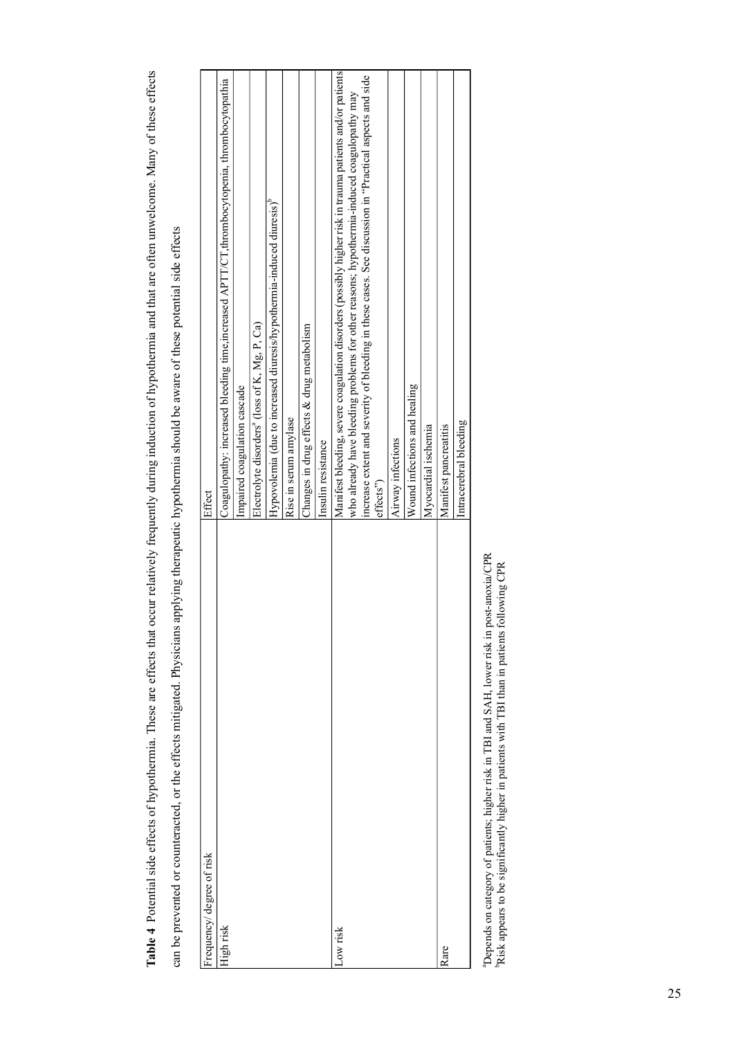**Table 4** Potential side effects of hypothermia. These are effects that occur relatively frequently during induction of hypothermia and that are often unwelcome. Many of these effects can be prevented or counteracted, or the effects mitigated. Physicians applying therapeutic hypothermia should be aware of these potential side effects

| Frequency/ degree of risk | Effect |
|---|---|
| High risk | Coagulopathy: increased bleeding time,increased APTT/CT,thrombocytopenia, thrombocytopathia |
| | Impaired coagulation cascade |
| | Electrolyte disorders[a] (loss of K, Mg, P, Ca) |
| | Hypovolemia (due to increased diuresis/hypothermia-induced diuresis)[b] |
| | Rise in serum amylase |
| | Changes in drug effects & drug metabolism |
| | Insulin resistance |
| Low risk | Manifest bleeding, severe coagulation disorders (possibly higher risk in trauma patients and/or patients who already have bleeding problems for other reasons; hypothermia-induced coagulopathy may increase extent and severity of bleeding in these cases. See discussion in "Practical aspects and side effects") |
| | Airway infections |
| | Wound infections and healing |
| | Myocardial ischemia |
| Rare | Manifest pancreatitis |
| | Intracerebral bleeding |

[a]Depends on category of patients; higher risk in TBI and SAH, lower risk in post-anoxia/CPR
[b]Risk appears to be significantly higher in patients with TBI than in patients following CPR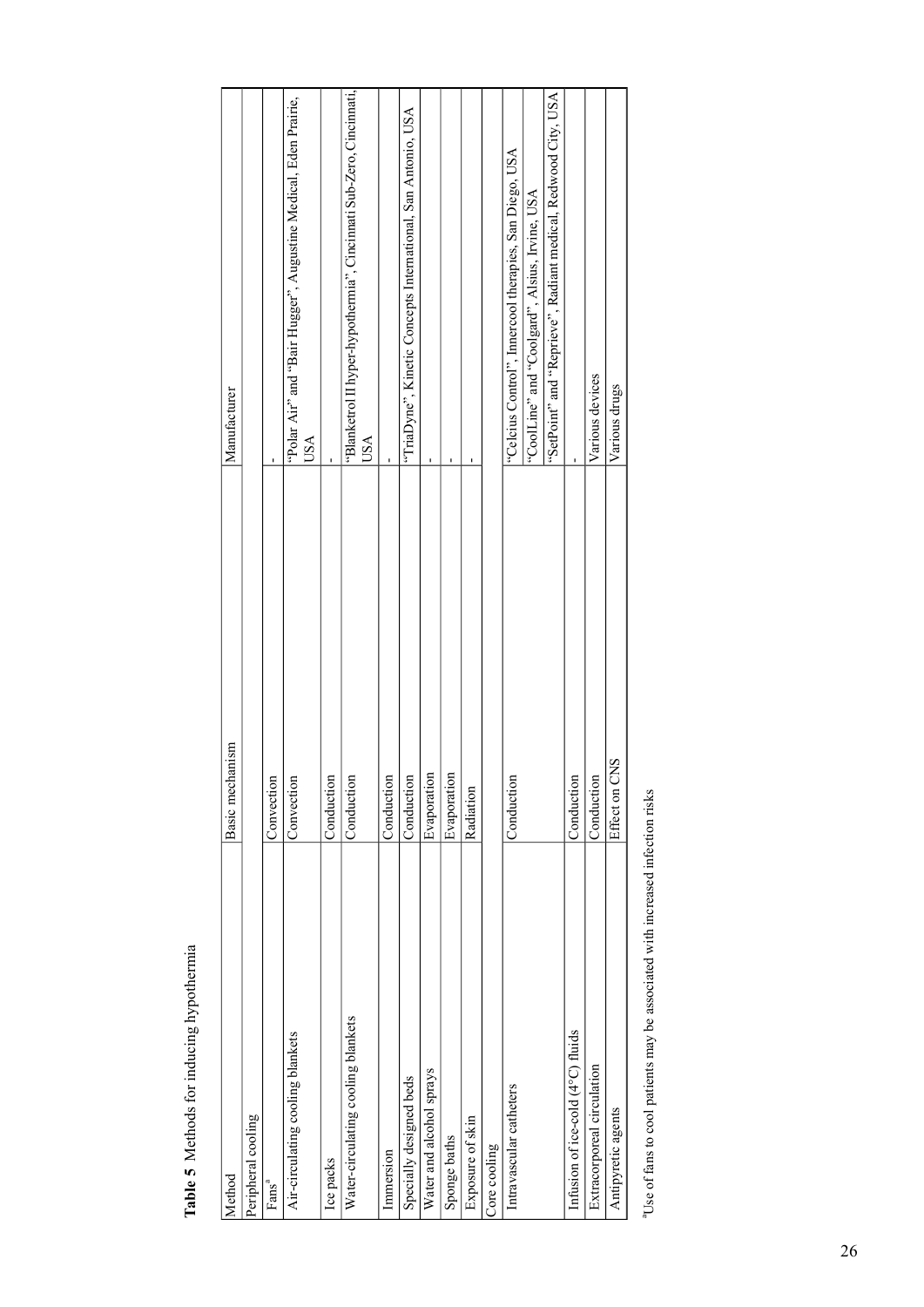**Table 5** Methods for inducing hypothermia

| Method | Basic mechanism | Manufacturer |
|---|---|---|
| Peripheral cooling | | |
| Fans[a] | Convection | - |
| Air-circulating cooling blankets | Convection | "Polar Air" and "Bair Hugger", Augustine Medical, Eden Prairie, USA |
| Ice packs | Conduction | - |
| Water-circulating cooling blankets | Conduction | "Blanketrol II hyper-hypothermia", Cincinnati Sub-Zero, Cincinnati, USA |
| Immersion | Conduction | - |
| Specially designed beds | Conduction | "TriaDyne", Kinetic Concepts International, San Antonio, USA |
| Water and alcohol sprays | Evaporation | - |
| Sponge baths | Evaporation | - |
| Exposure of skin | Radiation | - |
| Core cooling | | |
| Intravascular catheters | Conduction | "Celcius Control", Innercool therapies, San Diego, USA |
| | | "CoolLine" and "Coolgard", Alsius, Irvine, USA |
| | | "SetPoint" and "Reprieve", Radiant medical, Redwood City, USA |
| Infusion of ice-cold (4°C) fluids | Conduction | - |
| Extracorporeal circulation | Conduction | Various devices |
| Antipyretic agents | Effect on CNS | Various drugs |

[a]Use of fans to cool patients may be associated with increased infection risks